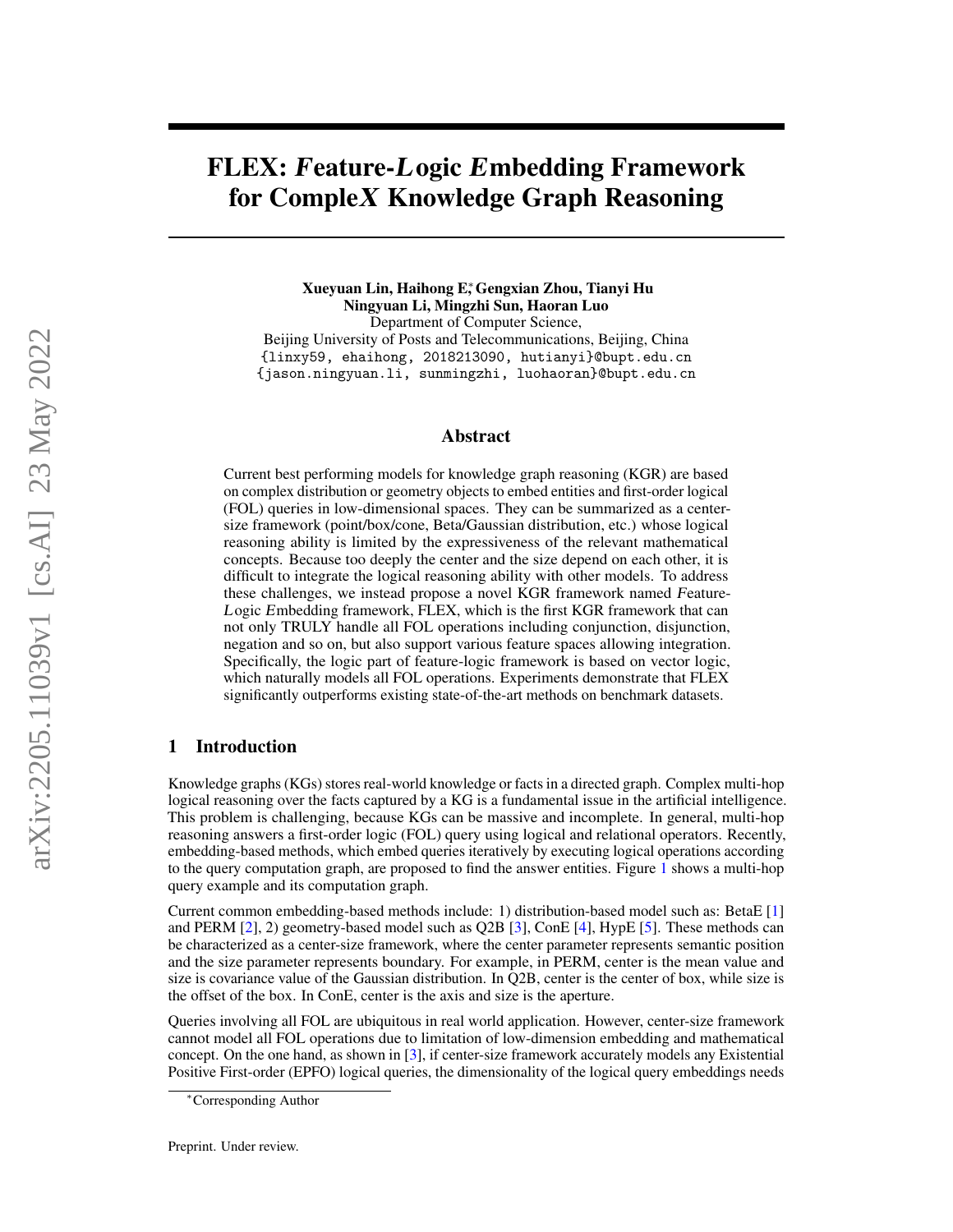# FLEX: *F*eature-*L*ogic *E*mbedding Framework for Comple*X* Knowledge Graph Reasoning

**Xueyuan Lin, Haihong E[*], Gengxian Zhou, Tianyi Hu**
**Ningyuan Li, Mingzhi Sun, Haoran Luo**
Department of Computer Science,
Beijing University of Posts and Telecommunications, Beijing, China
`{linxy59, ehaihong, 2018213090, hutianyi}@bupt.edu.cn`
`{jason.ningyuan.li, sunmingzhi, luohaoran}@bupt.edu.cn`

## Abstract

Current best performing models for knowledge graph reasoning (KGR) are based on complex distribution or geometry objects to embed entities and first-order logical (FOL) queries in low-dimensional spaces. They can be summarized as a center-size framework (point/box/cone, Beta/Gaussian distribution, etc.) whose logical reasoning ability is limited by the expressiveness of the relevant mathematical concepts. Because too deeply the center and the size depend on each other, it is difficult to integrate the logical reasoning ability with other models. To address these challenges, we instead propose a novel KGR framework named *F*eature-*L*ogic *E*mbedding framework, FLEX, which is the first KGR framework that can not only TRULY handle all FOL operations including conjunction, disjunction, negation and so on, but also support various feature spaces allowing integration. Specifically, the logic part of feature-logic framework is based on vector logic, which naturally models all FOL operations. Experiments demonstrate that FLEX significantly outperforms existing state-of-the-art methods on benchmark datasets.

## 1 Introduction

Knowledge graphs (KGs) stores real-world knowledge or facts in a directed graph. Complex multi-hop logical reasoning over the facts captured by a KG is a fundamental issue in the artificial intelligence. This problem is challenging, because KGs can be massive and incomplete. In general, multi-hop reasoning answers a first-order logic (FOL) query using logical and relational operators. Recently, embedding-based methods, which embed queries iteratively by executing logical operations according to the query computation graph, are proposed to find the answer entities. Figure 1 shows a multi-hop query example and its computation graph.

Current common embedding-based methods include: 1) distribution-based model such as: BetaE [1] and PERM [2], 2) geometry-based model such as Q2B [3], ConE [4], HypE [5]. These methods can be characterized as a center-size framework, where the center parameter represents semantic position and the size parameter represents boundary. For example, in PERM, center is the mean value and size is covariance value of the Gaussian distribution. In Q2B, center is the center of box, while size is the offset of the box. In ConE, center is the axis and size is the aperture.

Queries involving all FOL are ubiquitous in real world application. However, center-size framework cannot model all FOL operations due to limitation of low-dimension embedding and mathematical concept. On the one hand, as shown in [3], if center-size framework accurately models any Existential Positive First-order (EPFO) logical queries, the dimensionality of the logical query embeddings needs

[*]Corresponding Author

Preprint. Under review.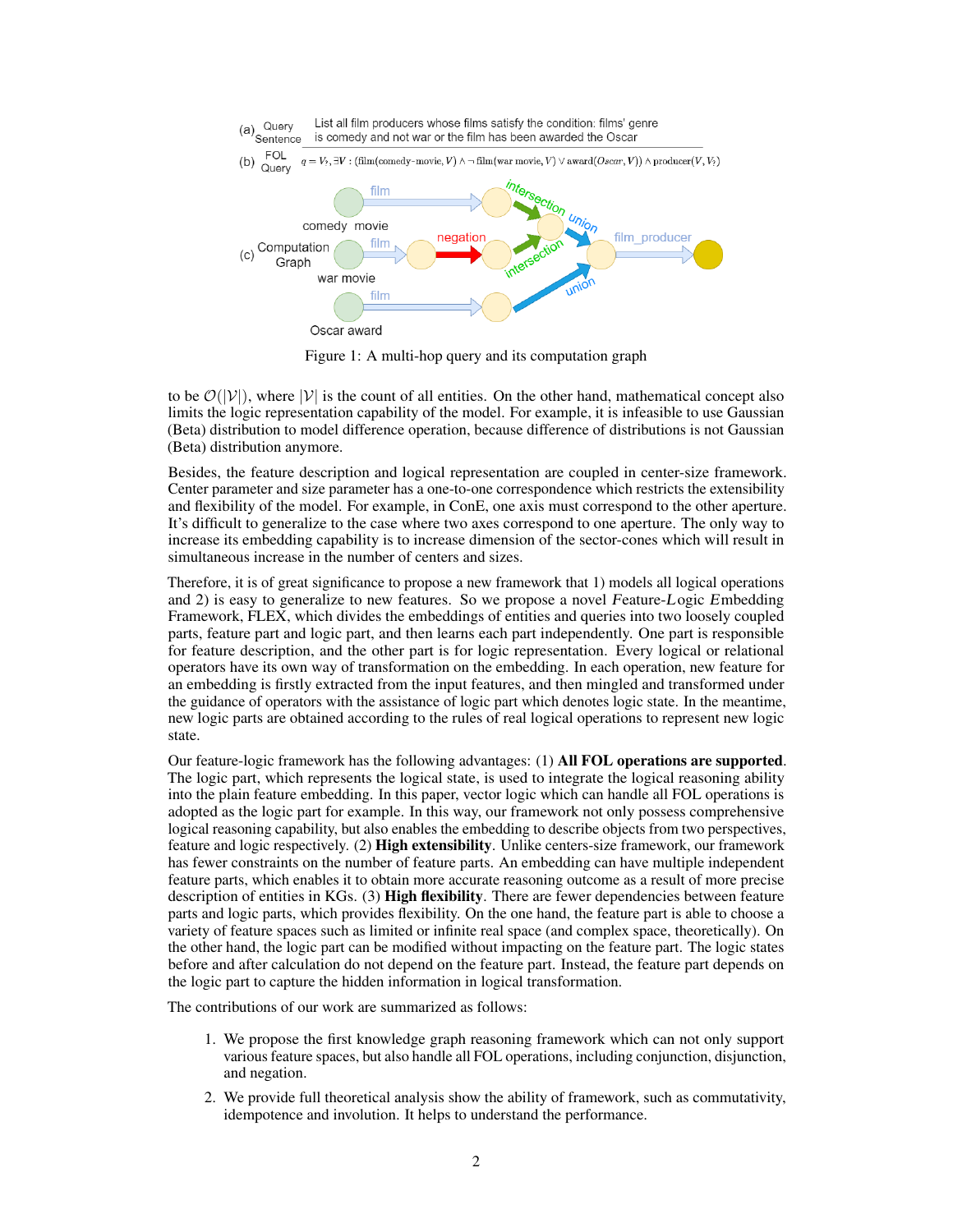(a) Query Sentence: List all film producers whose films satisfy the condition: films' genre is comedy and not war or the film has been awarded the Oscar

(b) FOL Query: $q = V_?, \exists V : (\text{film}(\text{comedy-movie}, V) \wedge \neg\, \text{film}(\text{war movie}, V) \vee \text{award}(Oscar, V)) \wedge \text{producer}(V, V_?)$

(c) Computation Graph

Figure 1: A multi-hop query and its computation graph

to be $\mathcal{O}(|\mathcal{V}|)$, where $|\mathcal{V}|$ is the count of all entities. On the other hand, mathematical concept also limits the logic representation capability of the model. For example, it is infeasible to use Gaussian (Beta) distribution to model difference operation, because difference of distributions is not Gaussian (Beta) distribution anymore.

Besides, the feature description and logical representation are coupled in center-size framework. Center parameter and size parameter has a one-to-one correspondence which restricts the extensibility and flexibility of the model. For example, in ConE, one axis must correspond to the other aperture. It's difficult to generalize to the case where two axes correspond to one aperture. The only way to increase its embedding capability is to increase dimension of the sector-cones which will result in simultaneous increase in the number of centers and sizes.

Therefore, it is of great significance to propose a new framework that 1) models all logical operations and 2) is easy to generalize to new features. So we propose a novel *F*eature-*L*ogic *E*mbedding Framework, FLEX, which divides the embeddings of entities and queries into two loosely coupled parts, feature part and logic part, and then learns each part independently. One part is responsible for feature description, and the other part is for logic representation. Every logical or relational operators have its own way of transformation on the embedding. In each operation, new feature for an embedding is firstly extracted from the input features, and then mingled and transformed under the guidance of operators with the assistance of logic part which denotes logic state. In the meantime, new logic parts are obtained according to the rules of real logical operations to represent new logic state.

Our feature-logic framework has the following advantages: (1) **All FOL operations are supported**. The logic part, which represents the logical state, is used to integrate the logical reasoning ability into the plain feature embedding. In this paper, vector logic which can handle all FOL operations is adopted as the logic part for example. In this way, our framework not only possess comprehensive logical reasoning capability, but also enables the embedding to describe objects from two perspectives, feature and logic respectively. (2) **High extensibility**. Unlike centers-size framework, our framework has fewer constraints on the number of feature parts. An embedding can have multiple independent feature parts, which enables it to obtain more accurate reasoning outcome as a result of more precise description of entities in KGs. (3) **High flexibility**. There are fewer dependencies between feature parts and logic parts, which provides flexibility. On the one hand, the feature part is able to choose a variety of feature spaces such as limited or infinite real space (and complex space, theoretically). On the other hand, the logic part can be modified without impacting on the feature part. The logic states before and after calculation do not depend on the feature part. Instead, the feature part depends on the logic part to capture the hidden information in logical transformation.

The contributions of our work are summarized as follows:

1. We propose the first knowledge graph reasoning framework which can not only support various feature spaces, but also handle all FOL operations, including conjunction, disjunction, and negation.
2. We provide full theoretical analysis show the ability of framework, such as commutativity, idempotence and involution. It helps to understand the performance.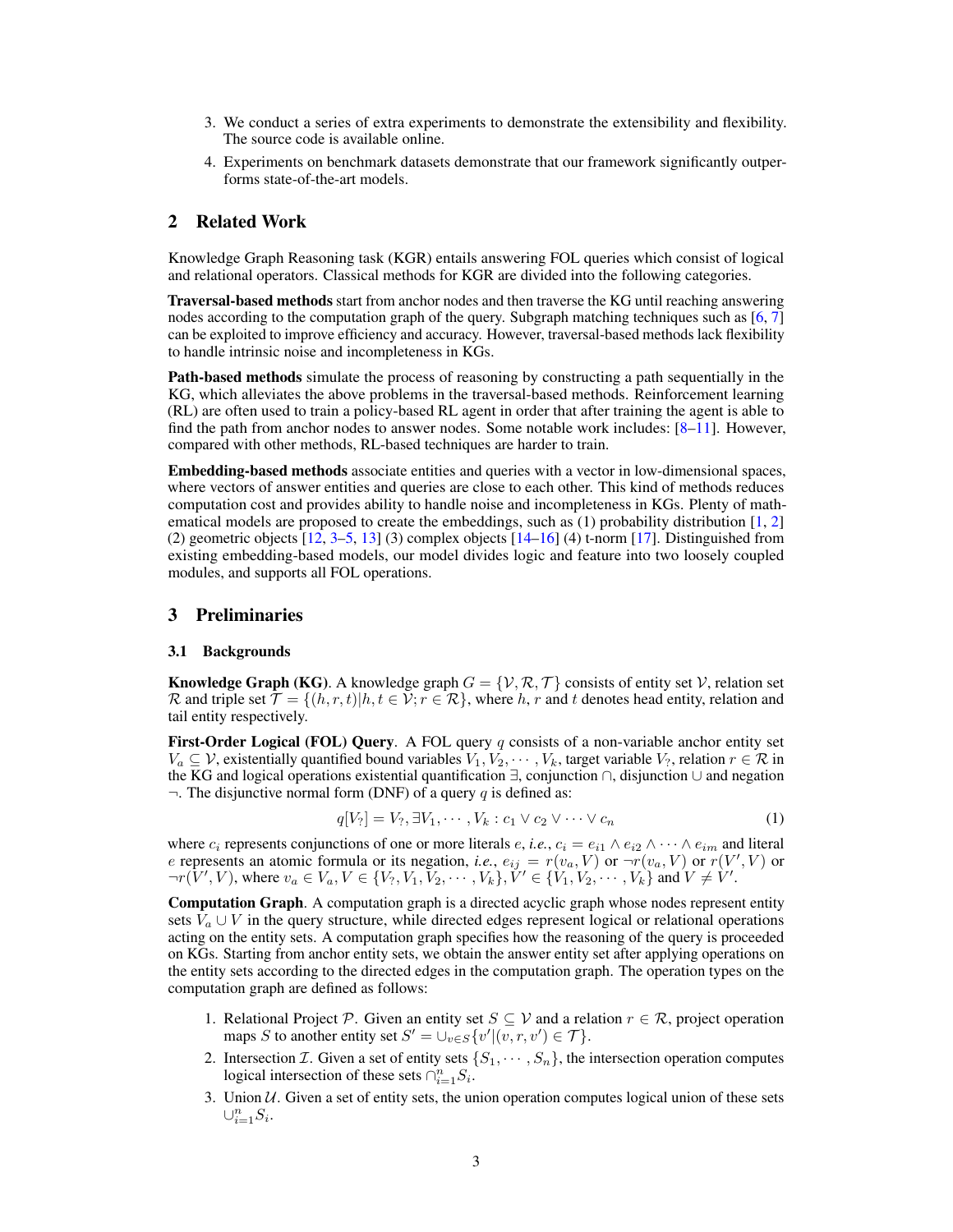3. We conduct a series of extra experiments to demonstrate the extensibility and flexibility. The source code is available online.
4. Experiments on benchmark datasets demonstrate that our framework significantly outperforms state-of-the-art models.

## 2 Related Work

Knowledge Graph Reasoning task (KGR) entails answering FOL queries which consist of logical and relational operators. Classical methods for KGR are divided into the following categories.

**Traversal-based methods** start from anchor nodes and then traverse the KG until reaching answering nodes according to the computation graph of the query. Subgraph matching techniques such as [6, 7] can be exploited to improve efficiency and accuracy. However, traversal-based methods lack flexibility to handle intrinsic noise and incompleteness in KGs.

**Path-based methods** simulate the process of reasoning by constructing a path sequentially in the KG, which alleviates the above problems in the traversal-based methods. Reinforcement learning (RL) are often used to train a policy-based RL agent in order that after training the agent is able to find the path from anchor nodes to answer nodes. Some notable work includes: [8–11]. However, compared with other methods, RL-based techniques are harder to train.

**Embedding-based methods** associate entities and queries with a vector in low-dimensional spaces, where vectors of answer entities and queries are close to each other. This kind of methods reduces computation cost and provides ability to handle noise and incompleteness in KGs. Plenty of mathematical models are proposed to create the embeddings, such as (1) probability distribution [1, 2] (2) geometric objects [12, 3–5, 13] (3) complex objects [14–16] (4) t-norm [17]. Distinguished from existing embedding-based models, our model divides logic and feature into two loosely coupled modules, and supports all FOL operations.

## 3 Preliminaries

### 3.1 Backgrounds

**Knowledge Graph (KG)**. A knowledge graph $G = \{\mathcal{V}, \mathcal{R}, \mathcal{T}\}$ consists of entity set $\mathcal{V}$, relation set $\mathcal{R}$ and triple set $\mathcal{T} = \{(h, r, t) | h, t \in \mathcal{V}; r \in \mathcal{R}\}$, where $h$, $r$ and $t$ denotes head entity, relation and tail entity respectively.

**First-Order Logical (FOL) Query**. A FOL query $q$ consists of a non-variable anchor entity set $V_a \subseteq \mathcal{V}$, existentially quantified bound variables $V_1, V_2, \cdots, V_k$, target variable $V_?$, relation $r \in \mathcal{R}$ in the KG and logical operations existential quantification $\exists$, conjunction $\cap$, disjunction $\cup$ and negation $\neg$. The disjunctive normal form (DNF) of a query $q$ is defined as:

$$q[V_?] = V_?, \exists V_1, \cdots, V_k : c_1 \vee c_2 \vee \cdots \vee c_n \tag{1}$$

where $c_i$ represents conjunctions of one or more literals $e$, *i.e.*, $c_i = e_{i1} \wedge e_{i2} \wedge \cdots \wedge e_{im}$ and literal $e$ represents an atomic formula or its negation, *i.e.*, $e_{ij} = r(v_a, V)$ or $\neg r(v_a, V)$ or $r(V', V)$ or $\neg r(V', V)$, where $v_a \in V_a$, $V \in \{V_?, V_1, V_2, \cdots, V_k\}$, $V' \in \{V_1, V_2, \cdots, V_k\}$ and $V \neq V'$.

**Computation Graph**. A computation graph is a directed acyclic graph whose nodes represent entity sets $V_a \cup V$ in the query structure, while directed edges represent logical or relational operations acting on the entity sets. A computation graph specifies how the reasoning of the query is proceeded on KGs. Starting from anchor entity sets, we obtain the answer entity set after applying operations on the entity sets according to the directed edges in the computation graph. The operation types on the computation graph are defined as follows:

1. Relational Project $\mathcal{P}$. Given an entity set $S \subseteq \mathcal{V}$ and a relation $r \in \mathcal{R}$, project operation maps $S$ to another entity set $S' = \cup_{v \in S} \{v' | (v, r, v') \in \mathcal{T}\}$.
2. Intersection $\mathcal{I}$. Given a set of entity sets $\{S_1, \cdots, S_n\}$, the intersection operation computes logical intersection of these sets $\cap_{i=1}^{n} S_i$.
3. Union $\mathcal{U}$. Given a set of entity sets, the union operation computes logical union of these sets $\cup_{i=1}^{n} S_i$.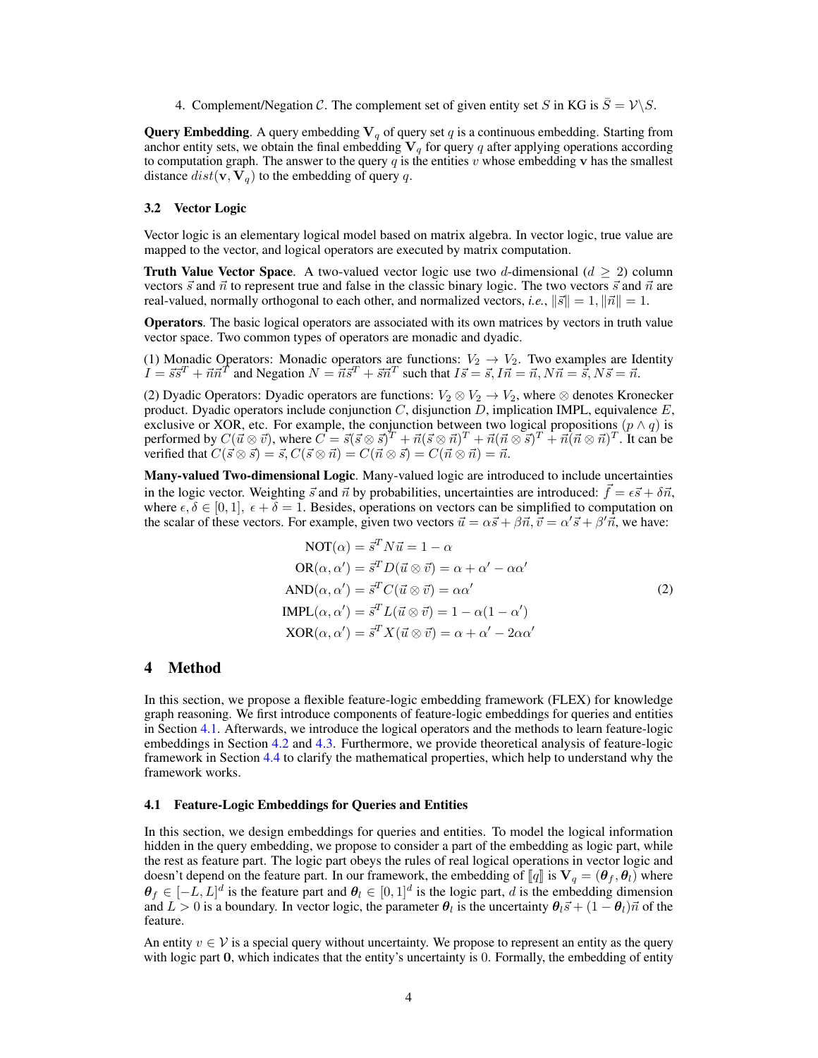4. Complement/Negation $\mathcal{C}$. The complement set of given entity set $S$ in KG is $\bar{S} = \mathcal{V} \backslash S$.

**Query Embedding**. A query embedding $\mathbf{V}_q$ of query set $q$ is a continuous embedding. Starting from anchor entity sets, we obtain the final embedding $\mathbf{V}_q$ for query $q$ after applying operations according to computation graph. The answer to the query $q$ is the entities $v$ whose embedding $\mathbf{v}$ has the smallest distance $dist(\mathbf{v}, \mathbf{V}_q)$ to the embedding of query $q$.

### 3.2 Vector Logic

Vector logic is an elementary logical model based on matrix algebra. In vector logic, true value are mapped to the vector, and logical operators are executed by matrix computation.

**Truth Value Vector Space**. A two-valued vector logic use two $d$-dimensional ($d \geq 2$) column vectors $\vec{s}$ and $\vec{n}$ to represent true and false in the classic binary logic. The two vectors $\vec{s}$ and $\vec{n}$ are real-valued, normally orthogonal to each other, and normalized vectors, *i.e.*, $\|\vec{s}\| = 1, \|\vec{n}\| = 1$.

**Operators**. The basic logical operators are associated with its own matrices by vectors in truth value vector space. Two common types of operators are monadic and dyadic.

(1) Monadic Operators: Monadic operators are functions: $V_2 \to V_2$. Two examples are Identity $I = \vec{s}\vec{s}^T + \vec{n}\vec{n}^T$ and Negation $N = \vec{n}\vec{s}^T + \vec{s}\vec{n}^T$ such that $I\vec{s} = \vec{s}, I\vec{n} = \vec{n}, N\vec{n} = \vec{s}, N\vec{s} = \vec{n}$.

(2) Dyadic Operators: Dyadic operators are functions: $V_2 \otimes V_2 \to V_2$, where $\otimes$ denotes Kronecker product. Dyadic operators include conjunction $C$, disjunction $D$, implication IMPL, equivalence $E$, exclusive or XOR, etc. For example, the conjunction between two logical propositions ($p \wedge q$) is performed by $C(\vec{u} \otimes \vec{v})$, where $C = \vec{s}(\vec{s} \otimes \vec{s})^T + \vec{n}(\vec{s} \otimes \vec{n})^T + \vec{n}(\vec{n} \otimes \vec{s})^T + \vec{n}(\vec{n} \otimes \vec{n})^T$. It can be verified that $C(\vec{s} \otimes \vec{s}) = \vec{s}, C(\vec{s} \otimes \vec{n}) = C(\vec{n} \otimes \vec{s}) = C(\vec{n} \otimes \vec{n}) = \vec{n}$.

**Many-valued Two-dimensional Logic**. Many-valued logic are introduced to include uncertainties in the logic vector. Weighting $\vec{s}$ and $\vec{n}$ by probabilities, uncertainties are introduced: $\vec{f} = \epsilon\vec{s} + \delta\vec{n}$, where $\epsilon, \delta \in [0, 1], \ \epsilon + \delta = 1$. Besides, operations on vectors can be simplified to computation on the scalar of these vectors. For example, given two vectors $\vec{u} = \alpha\vec{s} + \beta\vec{n}, \vec{v} = \alpha'\vec{s} + \beta'\vec{n}$, we have:

$$
\begin{aligned}
\text{NOT}(\alpha) &= \vec{s}^T N \vec{u} = 1 - \alpha \\
\text{OR}(\alpha, \alpha') &= \vec{s}^T D(\vec{u} \otimes \vec{v}) = \alpha + \alpha' - \alpha\alpha' \\
\text{AND}(\alpha, \alpha') &= \vec{s}^T C(\vec{u} \otimes \vec{v}) = \alpha\alpha' \\
\text{IMPL}(\alpha, \alpha') &= \vec{s}^T L(\vec{u} \otimes \vec{v}) = 1 - \alpha(1 - \alpha') \\
\text{XOR}(\alpha, \alpha') &= \vec{s}^T X(\vec{u} \otimes \vec{v}) = \alpha + \alpha' - 2\alpha\alpha'
\end{aligned} \tag{2}
$$

## 4 Method

In this section, we propose a flexible feature-logic embedding framework (FLEX) for knowledge graph reasoning. We first introduce components of feature-logic embeddings for queries and entities in Section 4.1. Afterwards, we introduce the logical operators and the methods to learn feature-logic embeddings in Section 4.2 and 4.3. Furthermore, we provide theoretical analysis of feature-logic framework in Section 4.4 to clarify the mathematical properties, which help to understand why the framework works.

### 4.1 Feature-Logic Embeddings for Queries and Entities

In this section, we design embeddings for queries and entities. To model the logical information hidden in the query embedding, we propose to consider a part of the embedding as logic part, while the rest as feature part. The logic part obeys the rules of real logical operations in vector logic and doesn't depend on the feature part. In our framework, the embedding of $[\![q]\!]$ is $\mathbf{V}_q = (\boldsymbol{\theta}_f, \boldsymbol{\theta}_l)$ where $\boldsymbol{\theta}_f \in [-L, L]^d$ is the feature part and $\boldsymbol{\theta}_l \in [0, 1]^d$ is the logic part, $d$ is the embedding dimension and $L > 0$ is a boundary. In vector logic, the parameter $\boldsymbol{\theta}_l$ is the uncertainty $\boldsymbol{\theta}_l\vec{s} + (1 - \boldsymbol{\theta}_l)\vec{n}$ of the feature.

An entity $v \in \mathcal{V}$ is a special query without uncertainty. We propose to represent an entity as the query with logic part $\mathbf{0}$, which indicates that the entity's uncertainty is 0. Formally, the embedding of entity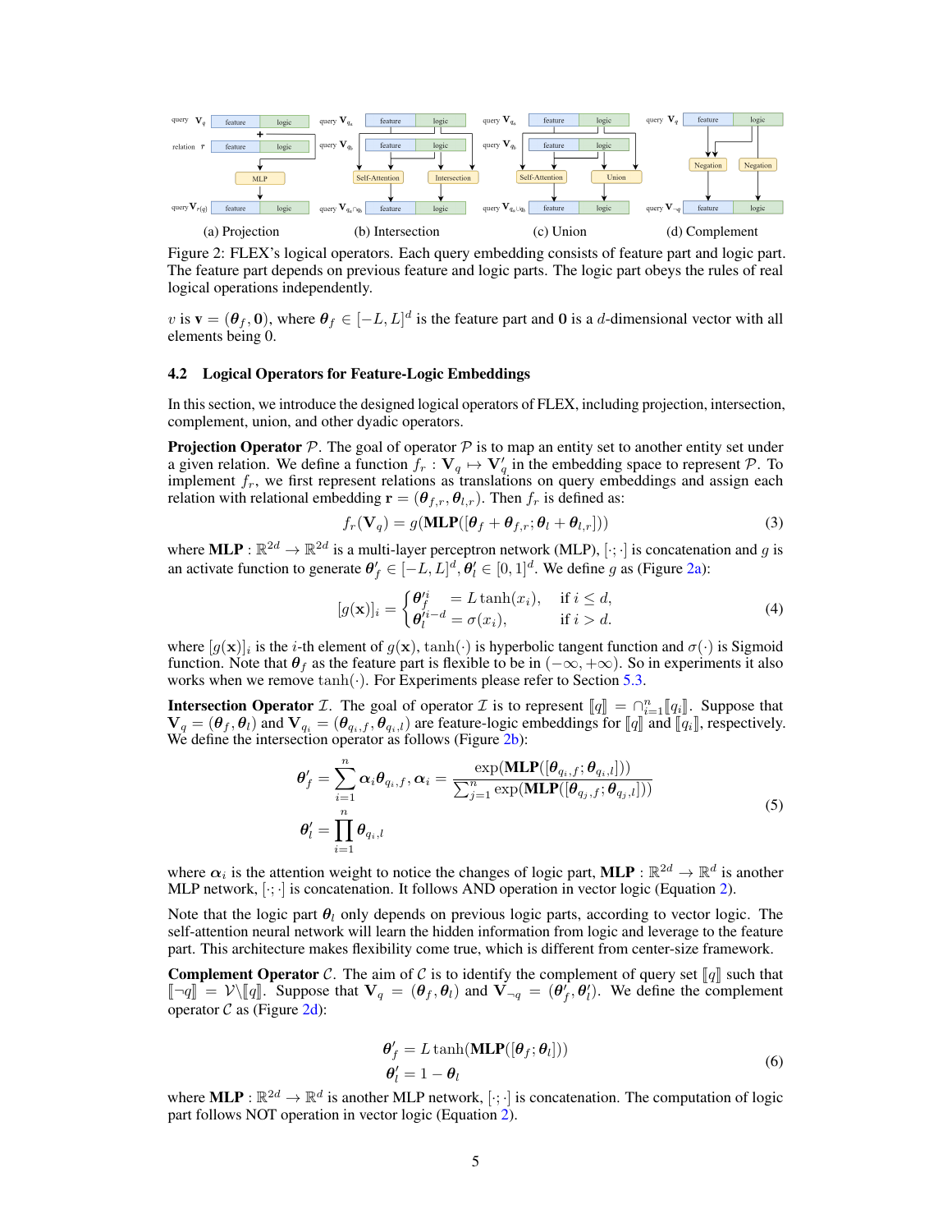(a) Projection (b) Intersection (c) Union (d) Complement

Figure 2: FLEX's logical operators. Each query embedding consists of feature part and logic part. The feature part depends on previous feature and logic parts. The logic part obeys the rules of real logical operations independently.

$v$ is $\mathbf{v} = (\boldsymbol{\theta}_f, \mathbf{0})$, where $\boldsymbol{\theta}_f \in [-L, L]^d$ is the feature part and $\mathbf{0}$ is a $d$-dimensional vector with all elements being 0.

### 4.2 Logical Operators for Feature-Logic Embeddings

In this section, we introduce the designed logical operators of FLEX, including projection, intersection, complement, union, and other dyadic operators.

**Projection Operator** $\mathcal{P}$. The goal of operator $\mathcal{P}$ is to map an entity set to another entity set under a given relation. We define a function $f_r : \mathbf{V}_q \mapsto \mathbf{V}_q'$ in the embedding space to represent $\mathcal{P}$. To implement $f_r$, we first represent relations as translations on query embeddings and assign each relation with relational embedding $\mathbf{r} = (\boldsymbol{\theta}_{f,r}, \boldsymbol{\theta}_{l,r})$. Then $f_r$ is defined as:

$$f_r(\mathbf{V}_q) = g(\mathbf{MLP}([\boldsymbol{\theta}_f + \boldsymbol{\theta}_{f,r}; \boldsymbol{\theta}_l + \boldsymbol{\theta}_{l,r}])) \tag{3}$$

where $\mathbf{MLP} : \mathbb{R}^{2d} \to \mathbb{R}^{2d}$ is a multi-layer perceptron network (MLP), $[\cdot;\cdot]$ is concatenation and $g$ is an activate function to generate $\boldsymbol{\theta}_f' \in [-L, L]^d, \boldsymbol{\theta}_l' \in [0,1]^d$. We define $g$ as (Figure 2a):

$$[g(\mathbf{x})]_i = \begin{cases} \boldsymbol{\theta}_f'^i &= L\tanh(x_i), \quad \text{if } i \le d, \\ \boldsymbol{\theta}_l'^{i-d} &= \sigma(x_i), \quad \text{if } i > d. \end{cases} \tag{4}$$

where $[g(\mathbf{x})]_i$ is the $i$-th element of $g(\mathbf{x})$, $\tanh(\cdot)$ is hyperbolic tangent function and $\sigma(\cdot)$ is Sigmoid function. Note that $\boldsymbol{\theta}_f$ as the feature part is flexible to be in $(-\infty, +\infty)$. So in experiments it also works when we remove $\tanh(\cdot)$. For Experiments please refer to Section 5.3.

**Intersection Operator** $\mathcal{I}$. The goal of operator $\mathcal{I}$ is to represent $[\![q]\!] = \cap_{i=1}^n [\![q_i]\!]$. Suppose that $\mathbf{V}_q = (\boldsymbol{\theta}_f, \boldsymbol{\theta}_l)$ and $\mathbf{V}_{q_i} = (\boldsymbol{\theta}_{q_i,f}, \boldsymbol{\theta}_{q_i,l})$ are feature-logic embeddings for $[\![q]\!]$ and $[\![q_i]\!]$, respectively. We define the intersection operator as follows (Figure 2b):

$$\begin{aligned} \boldsymbol{\theta}_f' &= \sum_{i=1}^n \boldsymbol{\alpha}_i \boldsymbol{\theta}_{q_i,f}, \boldsymbol{\alpha}_i = \frac{\exp(\mathbf{MLP}([\boldsymbol{\theta}_{q_i,f}; \boldsymbol{\theta}_{q_i,l}]))}{\sum_{j=1}^n \exp(\mathbf{MLP}([\boldsymbol{\theta}_{q_j,f}; \boldsymbol{\theta}_{q_j,l}]))} \\ \boldsymbol{\theta}_l' &= \prod_{i=1}^n \boldsymbol{\theta}_{q_i,l} \end{aligned} \tag{5}$$

where $\boldsymbol{\alpha}_i$ is the attention weight to notice the changes of logic part, $\mathbf{MLP} : \mathbb{R}^{2d} \to \mathbb{R}^d$ is another MLP network, $[\cdot;\cdot]$ is concatenation. It follows AND operation in vector logic (Equation 2).

Note that the logic part $\boldsymbol{\theta}_l$ only depends on previous logic parts, according to vector logic. The self-attention neural network will learn the hidden information from logic and leverage to the feature part. This architecture makes flexibility come true, which is different from center-size framework.

**Complement Operator** $\mathcal{C}$. The aim of $\mathcal{C}$ is to identify the complement of query set $[\![q]\!]$ such that $[\![\neg q]\!] = \mathcal{V} \backslash [\![q]\!]$. Suppose that $\mathbf{V}_q = (\boldsymbol{\theta}_f, \boldsymbol{\theta}_l)$ and $\mathbf{V}_{\neg q} = (\boldsymbol{\theta}_f', \boldsymbol{\theta}_l')$. We define the complement operator $\mathcal{C}$ as (Figure 2d):

$$\begin{aligned} \boldsymbol{\theta}_f' &= L\tanh(\mathbf{MLP}([\boldsymbol{\theta}_f; \boldsymbol{\theta}_l])) \\ \boldsymbol{\theta}_l' &= 1 - \boldsymbol{\theta}_l \end{aligned} \tag{6}$$

where $\mathbf{MLP} : \mathbb{R}^{2d} \to \mathbb{R}^d$ is another MLP network, $[\cdot;\cdot]$ is concatenation. The computation of logic part follows NOT operation in vector logic (Equation 2).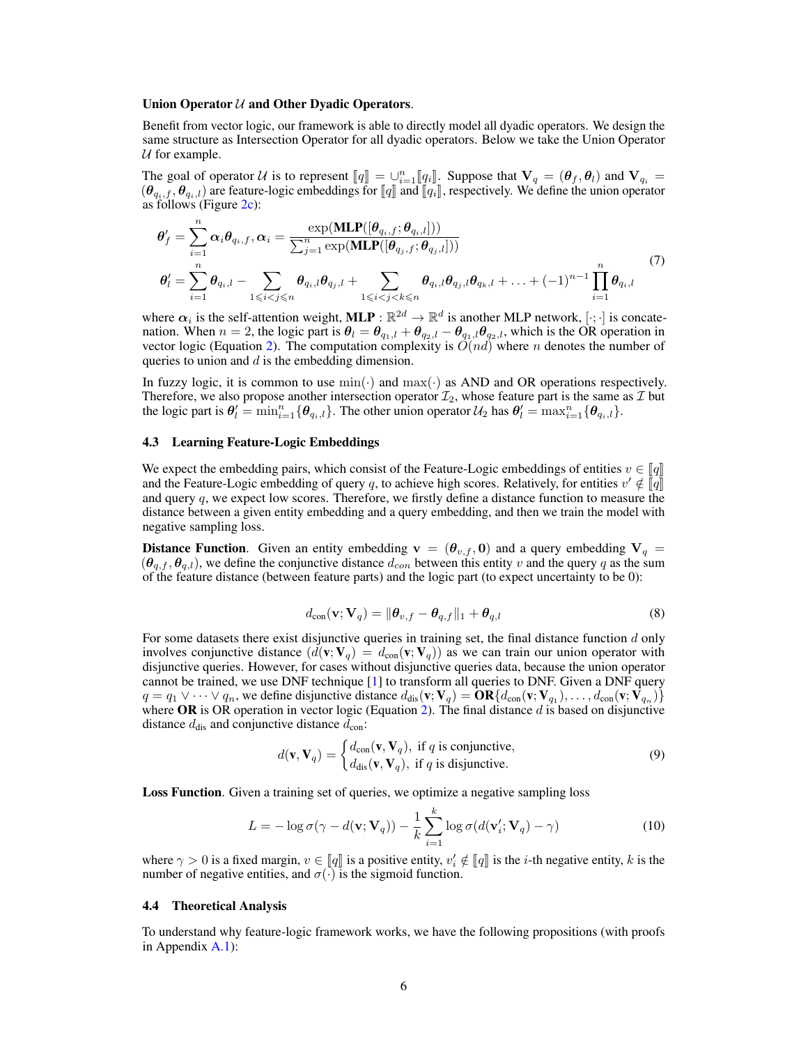**Union Operator $\mathcal{U}$ and Other Dyadic Operators**.

Benefit from vector logic, our framework is able to directly model all dyadic operators. We design the same structure as Intersection Operator for all dyadic operators. Below we take the Union Operator $\mathcal{U}$ for example.

The goal of operator $\mathcal{U}$ is to represent $[\![q]\!] = \cup_{i=1}^{n}[\![q_i]\!]$. Suppose that $\mathbf{V}_q = (\boldsymbol{\theta}_f, \boldsymbol{\theta}_l)$ and $\mathbf{V}_{q_i} = (\boldsymbol{\theta}_{q_i,f}, \boldsymbol{\theta}_{q_i,l})$ are feature-logic embeddings for $[\![q]\!]$ and $[\![q_i]\!]$, respectively. We define the union operator as follows (Figure 2c):

$$
\begin{aligned}
\boldsymbol{\theta}'_f &= \sum_{i=1}^{n} \boldsymbol{\alpha}_i \boldsymbol{\theta}_{q_i,f}, \boldsymbol{\alpha}_i = \frac{\exp(\mathbf{MLP}([\boldsymbol{\theta}_{q_i,f}; \boldsymbol{\theta}_{q_i,l}]))}{\sum_{j=1}^{n} \exp(\mathbf{MLP}([\boldsymbol{\theta}_{q_j,f}; \boldsymbol{\theta}_{q_j,l}]))} \\
\boldsymbol{\theta}'_l &= \sum_{i=1}^{n} \boldsymbol{\theta}_{q_i,l} - \sum_{1 \leqslant i < j \leqslant n} \boldsymbol{\theta}_{q_i,l}\boldsymbol{\theta}_{q_j,l} + \sum_{1 \leqslant i < j < k \leqslant n} \boldsymbol{\theta}_{q_i,l}\boldsymbol{\theta}_{q_j,l}\boldsymbol{\theta}_{q_k,l} + \ldots + (-1)^{n-1} \prod_{i=1}^{n} \boldsymbol{\theta}_{q_i,l}
\end{aligned}
\tag{7}
$$

where $\boldsymbol{\alpha}_i$ is the self-attention weight, $\mathbf{MLP} : \mathbb{R}^{2d} \to \mathbb{R}^d$ is another MLP network, $[\cdot;\cdot]$ is concatenation. When $n = 2$, the logic part is $\boldsymbol{\theta}_l = \boldsymbol{\theta}_{q_1,l} + \boldsymbol{\theta}_{q_2,l} - \boldsymbol{\theta}_{q_1,l}\boldsymbol{\theta}_{q_2,l}$, which is the OR operation in vector logic (Equation 2). The computation complexity is $O(nd)$ where $n$ denotes the number of queries to union and $d$ is the embedding dimension.

In fuzzy logic, it is common to use $\min(\cdot)$ and $\max(\cdot)$ as AND and OR operations respectively. Therefore, we also propose another intersection operator $\mathcal{I}_2$, whose feature part is the same as $\mathcal{I}$ but the logic part is $\boldsymbol{\theta}'_l = \min_{i=1}^{n}\{\boldsymbol{\theta}_{q_i,l}\}$. The other union operator $\mathcal{U}_2$ has $\boldsymbol{\theta}'_l = \max_{i=1}^{n}\{\boldsymbol{\theta}_{q_i,l}\}$.

### 4.3 Learning Feature-Logic Embeddings

We expect the embedding pairs, which consist of the Feature-Logic embeddings of entities $v \in [\![q]\!]$ and the Feature-Logic embedding of query $q$, to achieve high scores. Relatively, for entities $v' \notin [\![q]\!]$ and query $q$, we expect low scores. Therefore, we firstly define a distance function to measure the distance between a given entity embedding and a query embedding, and then we train the model with negative sampling loss.

**Distance Function**. Given an entity embedding $\mathbf{v} = (\boldsymbol{\theta}_{v,f}, \mathbf{0})$ and a query embedding $\mathbf{V}_q = (\boldsymbol{\theta}_{q,f}, \boldsymbol{\theta}_{q,l})$, we define the conjunctive distance $d_{con}$ between this entity $v$ and the query $q$ as the sum of the feature distance (between feature parts) and the logic part (to expect uncertainty to be 0):

$$
d_{\text{con}}(\mathbf{v}; \mathbf{V}_q) = \|\boldsymbol{\theta}_{v,f} - \boldsymbol{\theta}_{q,f}\|_1 + \boldsymbol{\theta}_{q,l} \tag{8}
$$

For some datasets there exist disjunctive queries in training set, the final distance function $d$ only involves conjunctive distance ($d(\mathbf{v}; \mathbf{V}_q) = d_{\text{con}}(\mathbf{v}; \mathbf{V}_q)$) as we can train our union operator with disjunctive queries. However, for cases without disjunctive queries data, because the union operator cannot be trained, we use DNF technique [1] to transform all queries to DNF. Given a DNF query $q = q_1 \vee \cdots \vee q_n$, we define disjunctive distance $d_{\text{dis}}(\mathbf{v}; \mathbf{V}_q) = \mathbf{OR}\{d_{\text{con}}(\mathbf{v}; \mathbf{V}_{q_1}), \ldots, d_{\text{con}}(\mathbf{v}; \mathbf{V}_{q_n})\}$ where **OR** is OR operation in vector logic (Equation 2). The final distance $d$ is based on disjunctive distance $d_{\text{dis}}$ and conjunctive distance $d_{\text{con}}$:

$$
d(\mathbf{v}, \mathbf{V}_q) = \begin{cases} d_{\text{con}}(\mathbf{v}, \mathbf{V}_q), & \text{if } q \text{ is conjunctive,} \\ d_{\text{dis}}(\mathbf{v}, \mathbf{V}_q), & \text{if } q \text{ is disjunctive.} \end{cases} \tag{9}
$$

**Loss Function**. Given a training set of queries, we optimize a negative sampling loss

$$
L = -\log \sigma(\gamma - d(\mathbf{v}; \mathbf{V}_q)) - \frac{1}{k} \sum_{i=1}^{k} \log \sigma(d(\mathbf{v}'_i; \mathbf{V}_q) - \gamma) \tag{10}
$$

where $\gamma > 0$ is a fixed margin, $v \in [\![q]\!]$ is a positive entity, $v'_i \notin [\![q]\!]$ is the $i$-th negative entity, $k$ is the number of negative entities, and $\sigma(\cdot)$ is the sigmoid function.

### 4.4 Theoretical Analysis

To understand why feature-logic framework works, we have the following propositions (with proofs in Appendix A.1):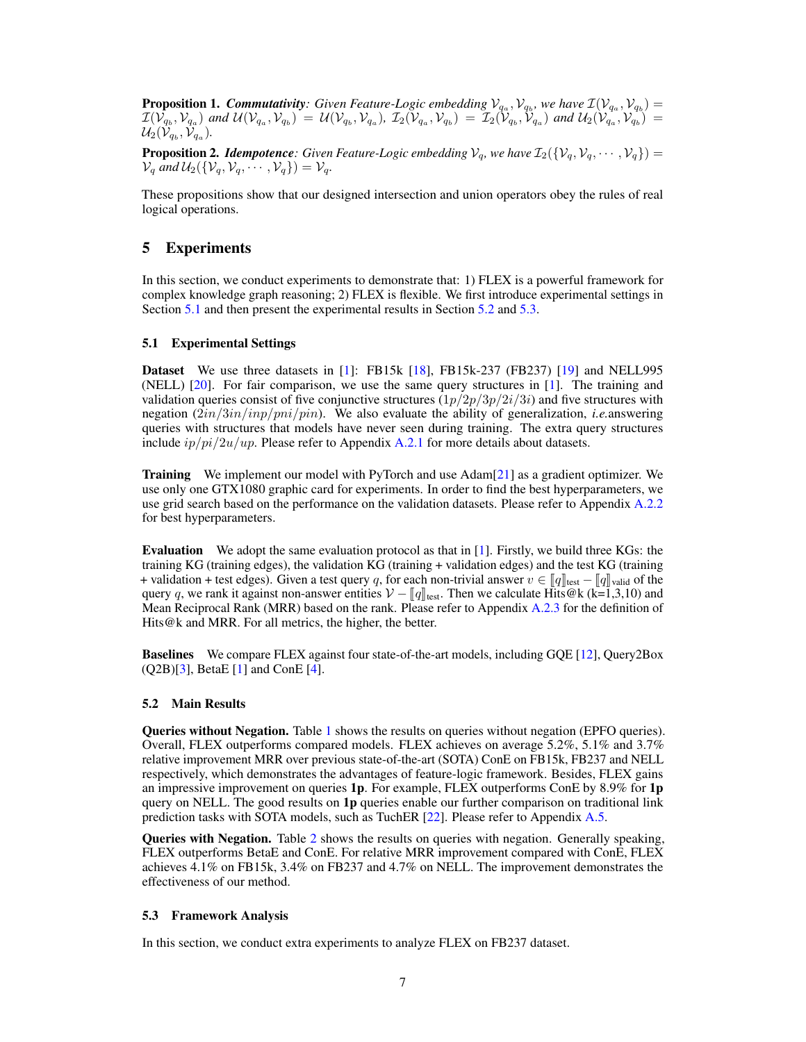**Proposition 1.** ***Commutativity**: Given Feature-Logic embedding $\mathcal{V}_{q_a}, \mathcal{V}_{q_b}$, we have $\mathcal{I}(\mathcal{V}_{q_a}, \mathcal{V}_{q_b}) = \mathcal{I}(\mathcal{V}_{q_b}, \mathcal{V}_{q_a})$ and $\mathcal{U}(\mathcal{V}_{q_a}, \mathcal{V}_{q_b}) = \mathcal{U}(\mathcal{V}_{q_b}, \mathcal{V}_{q_a})$, $\mathcal{I}_2(\mathcal{V}_{q_a}, \mathcal{V}_{q_b}) = \mathcal{I}_2(\mathcal{V}_{q_b}, \mathcal{V}_{q_a})$ and $\mathcal{U}_2(\mathcal{V}_{q_a}, \mathcal{V}_{q_b}) = \mathcal{U}_2(\mathcal{V}_{q_b}, \mathcal{V}_{q_a})$.*

**Proposition 2.** ***Idempotence**: Given Feature-Logic embedding $\mathcal{V}_q$, we have $\mathcal{I}_2(\{\mathcal{V}_q, \mathcal{V}_q, \cdots, \mathcal{V}_q\}) = \mathcal{V}_q$ and $\mathcal{U}_2(\{\mathcal{V}_q, \mathcal{V}_q, \cdots, \mathcal{V}_q\}) = \mathcal{V}_q$.*

These propositions show that our designed intersection and union operators obey the rules of real logical operations.

# 5 Experiments

In this section, we conduct experiments to demonstrate that: 1) FLEX is a powerful framework for complex knowledge graph reasoning; 2) FLEX is flexible. We first introduce experimental settings in Section 5.1 and then present the experimental results in Section 5.2 and 5.3.

## 5.1 Experimental Settings

**Dataset** We use three datasets in [1]: FB15k [18], FB15k-237 (FB237) [19] and NELL995 (NELL) [20]. For fair comparison, we use the same query structures in [1]. The training and validation queries consist of five conjunctive structures ($1p/2p/3p/2i/3i$) and five structures with negation ($2in/3in/inp/pni/pin$). We also evaluate the ability of generalization, *i.e.*answering queries with structures that models have never seen during training. The extra query structures include $ip/pi/2u/up$. Please refer to Appendix A.2.1 for more details about datasets.

**Training** We implement our model with PyTorch and use Adam[21] as a gradient optimizer. We use only one GTX1080 graphic card for experiments. In order to find the best hyperparameters, we use grid search based on the performance on the validation datasets. Please refer to Appendix A.2.2 for best hyperparameters.

**Evaluation** We adopt the same evaluation protocol as that in [1]. Firstly, we build three KGs: the training KG (training edges), the validation KG (training + validation edges) and the test KG (training + validation + test edges). Given a test query $q$, for each non-trivial answer $v \in [\![q]\!]_{\text{test}} - [\![q]\!]_{\text{valid}}$ of the query $q$, we rank it against non-answer entities $\mathcal{V} - [\![q]\!]_{\text{test}}$. Then we calculate Hits@k (k=1,3,10) and Mean Reciprocal Rank (MRR) based on the rank. Please refer to Appendix A.2.3 for the definition of Hits@k and MRR. For all metrics, the higher, the better.

**Baselines** We compare FLEX against four state-of-the-art models, including GQE [12], Query2Box (Q2B)[3], BetaE [1] and ConE [4].

## 5.2 Main Results

**Queries without Negation.** Table 1 shows the results on queries without negation (EPFO queries). Overall, FLEX outperforms compared models. FLEX achieves on average 5.2%, 5.1% and 3.7% relative improvement MRR over previous state-of-the-art (SOTA) ConE on FB15k, FB237 and NELL respectively, which demonstrates the advantages of feature-logic framework. Besides, FLEX gains an impressive improvement on queries **1p**. For example, FLEX outperforms ConE by 8.9% for **1p** query on NELL. The good results on **1p** queries enable our further comparison on traditional link prediction tasks with SOTA models, such as TuchER [22]. Please refer to Appendix A.5.

**Queries with Negation.** Table 2 shows the results on queries with negation. Generally speaking, FLEX outperforms BetaE and ConE. For relative MRR improvement compared with ConE, FLEX achieves 4.1% on FB15k, 3.4% on FB237 and 4.7% on NELL. The improvement demonstrates the effectiveness of our method.

## 5.3 Framework Analysis

In this section, we conduct extra experiments to analyze FLEX on FB237 dataset.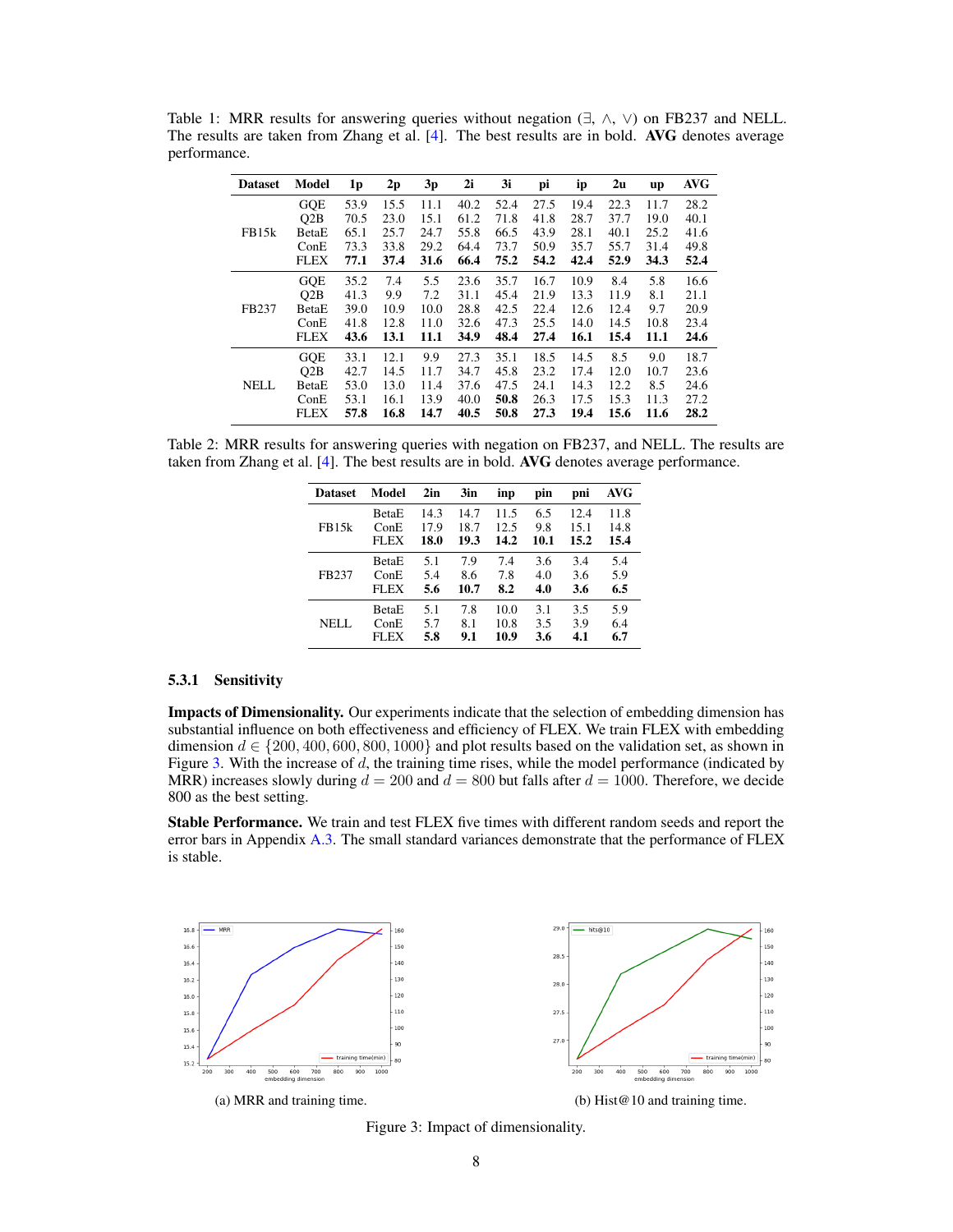Table 1: MRR results for answering queries without negation ($\exists$, $\wedge$, $\vee$) on FB237 and NELL. The results are taken from Zhang et al. [4]. The best results are in bold. **AVG** denotes average performance.

| Dataset | Model | 1p | 2p | 3p | 2i | 3i | pi | ip | 2u | up | AVG |
|---|---|---|---|---|---|---|---|---|---|---|---|
| FB15k | GQE | 53.9 | 15.5 | 11.1 | 40.2 | 52.4 | 27.5 | 19.4 | 22.3 | 11.7 | 28.2 |
| | Q2B | 70.5 | 23.0 | 15.1 | 61.2 | 71.8 | 41.8 | 28.7 | 37.7 | 19.0 | 40.1 |
| | BetaE | 65.1 | 25.7 | 24.7 | 55.8 | 66.5 | 43.9 | 28.1 | 40.1 | 25.2 | 41.6 |
| | ConE | 73.3 | 33.8 | 29.2 | 64.4 | 73.7 | 50.9 | 35.7 | 55.7 | 31.4 | 49.8 |
| | FLEX | **77.1** | **37.4** | **31.6** | **66.4** | **75.2** | **54.2** | **42.4** | **52.9** | **34.3** | **52.4** |
| FB237 | GQE | 35.2 | 7.4 | 5.5 | 23.6 | 35.7 | 16.7 | 10.9 | 8.4 | 5.8 | 16.6 |
| | Q2B | 41.3 | 9.9 | 7.2 | 31.1 | 45.4 | 21.9 | 13.3 | 11.9 | 8.1 | 21.1 |
| | BetaE | 39.0 | 10.9 | 10.0 | 28.8 | 42.5 | 22.4 | 12.6 | 12.4 | 9.7 | 20.9 |
| | ConE | 41.8 | 12.8 | 11.0 | 32.6 | 47.3 | 25.5 | 14.0 | 14.5 | 10.8 | 23.4 |
| | FLEX | **43.6** | **13.1** | **11.1** | **34.9** | **48.4** | **27.4** | **16.1** | **15.4** | **11.1** | **24.6** |
| NELL | GQE | 33.1 | 12.1 | 9.9 | 27.3 | 35.1 | 18.5 | 14.5 | 8.5 | 9.0 | 18.7 |
| | Q2B | 42.7 | 14.5 | 11.7 | 34.7 | 45.8 | 23.2 | 17.4 | 12.0 | 10.7 | 23.6 |
| | BetaE | 53.0 | 13.0 | 11.4 | 37.6 | 47.5 | 24.1 | 14.3 | 12.2 | 8.5 | 24.6 |
| | ConE | 53.1 | 16.1 | 13.9 | 40.0 | **50.8** | 26.3 | 17.5 | 15.3 | 11.3 | 27.2 |
| | FLEX | **57.8** | **16.8** | **14.7** | **40.5** | **50.8** | **27.3** | **19.4** | **15.6** | **11.6** | **28.2** |

Table 2: MRR results for answering queries with negation on FB237, and NELL. The results are taken from Zhang et al. [4]. The best results are in bold. **AVG** denotes average performance.

| Dataset | Model | 2in | 3in | inp | pin | pni | AVG |
|---|---|---|---|---|---|---|---|
| FB15k | BetaE | 14.3 | 14.7 | 11.5 | 6.5 | 12.4 | 11.8 |
| | ConE | 17.9 | 18.7 | 12.5 | 9.8 | 15.1 | 14.8 |
| | FLEX | **18.0** | **19.3** | **14.2** | **10.1** | **15.2** | **15.4** |
| FB237 | BetaE | 5.1 | 7.9 | 7.4 | 3.6 | 3.4 | 5.4 |
| | ConE | 5.4 | 8.6 | 7.8 | 4.0 | 3.6 | 5.9 |
| | FLEX | **5.6** | **10.7** | **8.2** | **4.0** | **3.6** | **6.5** |
| NELL | BetaE | 5.1 | 7.8 | 10.0 | 3.1 | 3.5 | 5.9 |
| | ConE | 5.7 | 8.1 | 10.8 | 3.5 | 3.9 | 6.4 |
| | FLEX | **5.8** | **9.1** | **10.9** | **3.6** | **4.1** | **6.7** |

#### 5.3.1 Sensitivity

**Impacts of Dimensionality.** Our experiments indicate that the selection of embedding dimension has substantial influence on both effectiveness and efficiency of FLEX. We train FLEX with embedding dimension $d \in \{200, 400, 600, 800, 1000\}$ and plot results based on the validation set, as shown in Figure 3. With the increase of $d$, the training time rises, while the model performance (indicated by MRR) increases slowly during $d = 200$ and $d = 800$ but falls after $d = 1000$. Therefore, we decide 800 as the best setting.

**Stable Performance.** We train and test FLEX five times with different random seeds and report the error bars in Appendix A.3. The small standard variances demonstrate that the performance of FLEX is stable.

(a) MRR and training time.

(b) Hist@10 and training time.

Figure 3: Impact of dimensionality.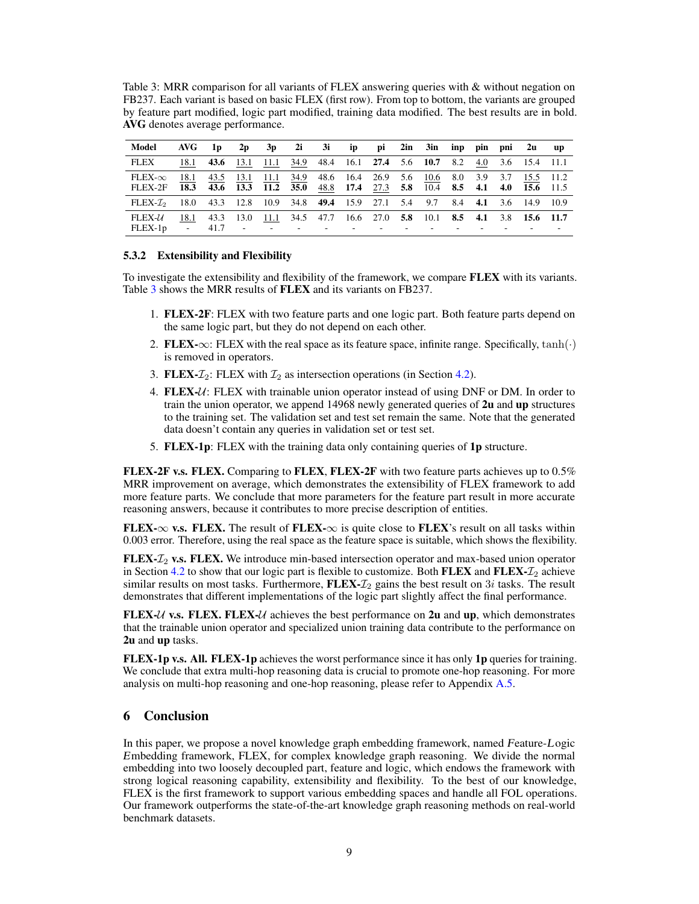Table 3: MRR comparison for all variants of FLEX answering queries with & without negation on FB237. Each variant is based on basic FLEX (first row). From top to bottom, the variants are grouped by feature part modified, logic part modified, training data modified. The best results are in bold. **AVG** denotes average performance.

| Model | AVG | 1p | 2p | 3p | 2i | 3i | ip | pi | 2in | 3in | inp | pin | pni | 2u | up |
|---|---|---|---|---|---|---|---|---|---|---|---|---|---|---|---|
| FLEX | 18.1 | **43.6** | 13.1 | 11.1 | 34.9 | 48.4 | 16.1 | **27.4** | 5.6 | **10.7** | 8.2 | 4.0 | 3.6 | 15.4 | 11.1 |
| FLEX-$\infty$ | 18.1 | 43.5 | 13.1 | 11.1 | 34.9 | 48.6 | 16.4 | 26.9 | 5.6 | 10.6 | 8.0 | 3.9 | 3.7 | 15.5 | 11.2 |
| FLEX-2F | **18.3** | **43.6** | **13.3** | **11.2** | **35.0** | 48.8 | **17.4** | 27.3 | **5.8** | 10.4 | **8.5** | **4.1** | **4.0** | **15.6** | 11.5 |
| FLEX-$\mathcal{I}_2$ | 18.0 | 43.3 | 12.8 | 10.9 | 34.8 | **49.4** | 15.9 | 27.1 | 5.4 | 9.7 | 8.4 | **4.1** | 3.6 | 14.9 | 10.9 |
| FLEX-$\mathcal{U}$ | 18.1 | 43.3 | 13.0 | 11.1 | 34.5 | 47.7 | 16.6 | 27.0 | **5.8** | 10.1 | **8.5** | **4.1** | 3.8 | **15.6** | **11.7** |
| FLEX-1p | - | 41.7 | - | - | - | - | - | - | - | - | - | - | - | - | - |

#### 5.3.2 Extensibility and Flexibility

To investigate the extensibility and flexibility of the framework, we compare **FLEX** with its variants. Table 3 shows the MRR results of **FLEX** and its variants on FB237.

1. **FLEX-2F**: FLEX with two feature parts and one logic part. Both feature parts depend on the same logic part, but they do not depend on each other.
2. **FLEX-$\infty$**: FLEX with the real space as its feature space, infinite range. Specifically, $\tanh(\cdot)$ is removed in operators.
3. **FLEX-$\mathcal{I}_2$**: FLEX with $\mathcal{I}_2$ as intersection operations (in Section 4.2).
4. **FLEX-$\mathcal{U}$**: FLEX with trainable union operator instead of using DNF or DM. In order to train the union operator, we append 14968 newly generated queries of **2u** and **up** structures to the training set. The validation set and test set remain the same. Note that the generated data doesn't contain any queries in validation set or test set.
5. **FLEX-1p**: FLEX with the training data only containing queries of **1p** structure.

**FLEX-2F v.s. FLEX.** Comparing to **FLEX**, **FLEX-2F** with two feature parts achieves up to 0.5% MRR improvement on average, which demonstrates the extensibility of FLEX framework to add more feature parts. We conclude that more parameters for the feature part result in more accurate reasoning answers, because it contributes to more precise description of entities.

**FLEX-$\infty$ v.s. FLEX.** The result of **FLEX-$\infty$** is quite close to **FLEX**'s result on all tasks within 0.003 error. Therefore, using the real space as the feature space is suitable, which shows the flexibility.

**FLEX-$\mathcal{I}_2$ v.s. FLEX.** We introduce min-based intersection operator and max-based union operator in Section 4.2 to show that our logic part is flexible to customize. Both **FLEX** and **FLEX-$\mathcal{I}_2$** achieve similar results on most tasks. Furthermore, **FLEX-$\mathcal{I}_2$** gains the best result on $3i$ tasks. The result demonstrates that different implementations of the logic part slightly affect the final performance.

**FLEX-$\mathcal{U}$ v.s. FLEX. FLEX-$\mathcal{U}$** achieves the best performance on **2u** and **up**, which demonstrates that the trainable union operator and specialized union training data contribute to the performance on **2u** and **up** tasks.

**FLEX-1p v.s. All. FLEX-1p** achieves the worst performance since it has only **1p** queries for training. We conclude that extra multi-hop reasoning data is crucial to promote one-hop reasoning. For more analysis on multi-hop reasoning and one-hop reasoning, please refer to Appendix A.5.

## 6 Conclusion

In this paper, we propose a novel knowledge graph embedding framework, named *F*eature-*L*ogic *E*mbedding framework, FLEX, for complex knowledge graph reasoning. We divide the normal embedding into two loosely decoupled part, feature and logic, which endows the framework with strong logical reasoning capability, extensibility and flexibility. To the best of our knowledge, FLEX is the first framework to support various embedding spaces and handle all FOL operations. Our framework outperforms the state-of-the-art knowledge graph reasoning methods on real-world benchmark datasets.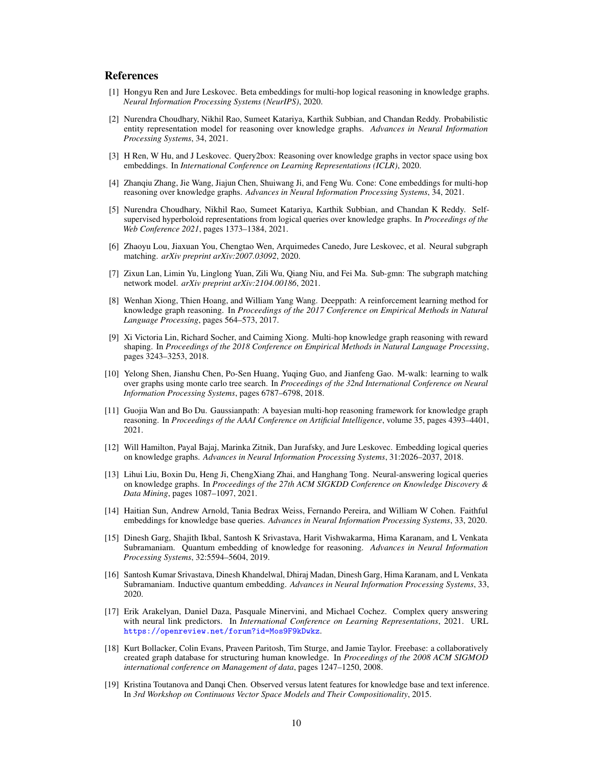## References

[1] Hongyu Ren and Jure Leskovec. Beta embeddings for multi-hop logical reasoning in knowledge graphs. *Neural Information Processing Systems (NeurIPS)*, 2020.

[2] Nurendra Choudhary, Nikhil Rao, Sumeet Katariya, Karthik Subbian, and Chandan Reddy. Probabilistic entity representation model for reasoning over knowledge graphs. *Advances in Neural Information Processing Systems*, 34, 2021.

[3] H Ren, W Hu, and J Leskovec. Query2box: Reasoning over knowledge graphs in vector space using box embeddings. In *International Conference on Learning Representations (ICLR)*, 2020.

[4] Zhanqiu Zhang, Jie Wang, Jiajun Chen, Shuiwang Ji, and Feng Wu. Cone: Cone embeddings for multi-hop reasoning over knowledge graphs. *Advances in Neural Information Processing Systems*, 34, 2021.

[5] Nurendra Choudhary, Nikhil Rao, Sumeet Katariya, Karthik Subbian, and Chandan K Reddy. Self-supervised hyperboloid representations from logical queries over knowledge graphs. In *Proceedings of the Web Conference 2021*, pages 1373–1384, 2021.

[6] Zhaoyu Lou, Jiaxuan You, Chengtao Wen, Arquimedes Canedo, Jure Leskovec, et al. Neural subgraph matching. *arXiv preprint arXiv:2007.03092*, 2020.

[7] Zixun Lan, Limin Yu, Linglong Yuan, Zili Wu, Qiang Niu, and Fei Ma. Sub-gmn: The subgraph matching network model. *arXiv preprint arXiv:2104.00186*, 2021.

[8] Wenhan Xiong, Thien Hoang, and William Yang Wang. Deeppath: A reinforcement learning method for knowledge graph reasoning. In *Proceedings of the 2017 Conference on Empirical Methods in Natural Language Processing*, pages 564–573, 2017.

[9] Xi Victoria Lin, Richard Socher, and Caiming Xiong. Multi-hop knowledge graph reasoning with reward shaping. In *Proceedings of the 2018 Conference on Empirical Methods in Natural Language Processing*, pages 3243–3253, 2018.

[10] Yelong Shen, Jianshu Chen, Po-Sen Huang, Yuqing Guo, and Jianfeng Gao. M-walk: learning to walk over graphs using monte carlo tree search. In *Proceedings of the 32nd International Conference on Neural Information Processing Systems*, pages 6787–6798, 2018.

[11] Guojia Wan and Bo Du. Gaussianpath: A bayesian multi-hop reasoning framework for knowledge graph reasoning. In *Proceedings of the AAAI Conference on Artificial Intelligence*, volume 35, pages 4393–4401, 2021.

[12] Will Hamilton, Payal Bajaj, Marinka Zitnik, Dan Jurafsky, and Jure Leskovec. Embedding logical queries on knowledge graphs. *Advances in Neural Information Processing Systems*, 31:2026–2037, 2018.

[13] Lihui Liu, Boxin Du, Heng Ji, ChengXiang Zhai, and Hanghang Tong. Neural-answering logical queries on knowledge graphs. In *Proceedings of the 27th ACM SIGKDD Conference on Knowledge Discovery & Data Mining*, pages 1087–1097, 2021.

[14] Haitian Sun, Andrew Arnold, Tania Bedrax Weiss, Fernando Pereira, and William W Cohen. Faithful embeddings for knowledge base queries. *Advances in Neural Information Processing Systems*, 33, 2020.

[15] Dinesh Garg, Shajith Ikbal, Santosh K Srivastava, Harit Vishwakarma, Hima Karanam, and L Venkata Subramaniam. Quantum embedding of knowledge for reasoning. *Advances in Neural Information Processing Systems*, 32:5594–5604, 2019.

[16] Santosh Kumar Srivastava, Dinesh Khandelwal, Dhiraj Madan, Dinesh Garg, Hima Karanam, and L Venkata Subramaniam. Inductive quantum embedding. *Advances in Neural Information Processing Systems*, 33, 2020.

[17] Erik Arakelyan, Daniel Daza, Pasquale Minervini, and Michael Cochez. Complex query answering with neural link predictors. In *International Conference on Learning Representations*, 2021. URL https://openreview.net/forum?id=Mos9F9kDwkz.

[18] Kurt Bollacker, Colin Evans, Praveen Paritosh, Tim Sturge, and Jamie Taylor. Freebase: a collaboratively created graph database for structuring human knowledge. In *Proceedings of the 2008 ACM SIGMOD international conference on Management of data*, pages 1247–1250, 2008.

[19] Kristina Toutanova and Danqi Chen. Observed versus latent features for knowledge base and text inference. In *3rd Workshop on Continuous Vector Space Models and Their Compositionality*, 2015.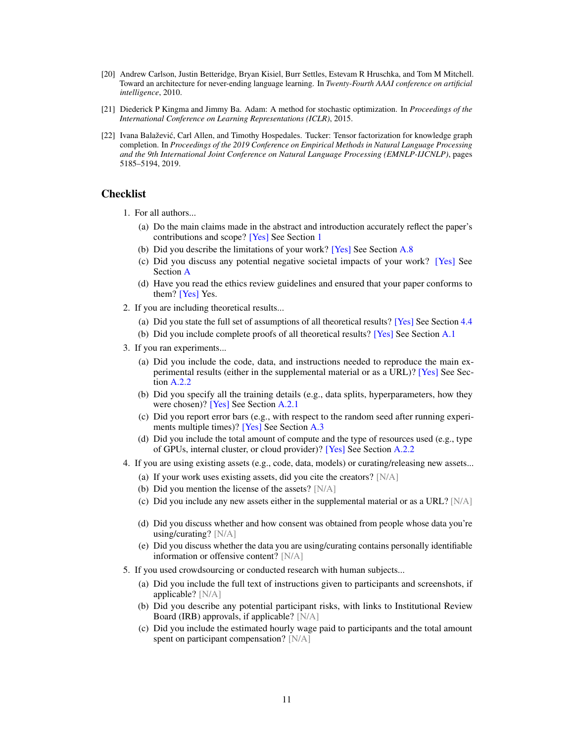[20] Andrew Carlson, Justin Betteridge, Bryan Kisiel, Burr Settles, Estevam R Hruschka, and Tom M Mitchell. Toward an architecture for never-ending language learning. In *Twenty-Fourth AAAI conference on artificial intelligence*, 2010.

[21] Diederick P Kingma and Jimmy Ba. Adam: A method for stochastic optimization. In *Proceedings of the International Conference on Learning Representations (ICLR)*, 2015.

[22] Ivana Balažević, Carl Allen, and Timothy Hospedales. Tucker: Tensor factorization for knowledge graph completion. In *Proceedings of the 2019 Conference on Empirical Methods in Natural Language Processing and the 9th International Joint Conference on Natural Language Processing (EMNLP-IJCNLP)*, pages 5185–5194, 2019.

## Checklist

1. For all authors...
   (a) Do the main claims made in the abstract and introduction accurately reflect the paper's contributions and scope? [Yes] See Section 1
   (b) Did you describe the limitations of your work? [Yes] See Section A.8
   (c) Did you discuss any potential negative societal impacts of your work? [Yes] See Section A
   (d) Have you read the ethics review guidelines and ensured that your paper conforms to them? [Yes] Yes.
2. If you are including theoretical results...
   (a) Did you state the full set of assumptions of all theoretical results? [Yes] See Section 4.4
   (b) Did you include complete proofs of all theoretical results? [Yes] See Section A.1
3. If you ran experiments...
   (a) Did you include the code, data, and instructions needed to reproduce the main experimental results (either in the supplemental material or as a URL)? [Yes] See Section A.2.2
   (b) Did you specify all the training details (e.g., data splits, hyperparameters, how they were chosen)? [Yes] See Section A.2.1
   (c) Did you report error bars (e.g., with respect to the random seed after running experiments multiple times)? [Yes] See Section A.3
   (d) Did you include the total amount of compute and the type of resources used (e.g., type of GPUs, internal cluster, or cloud provider)? [Yes] See Section A.2.2
4. If you are using existing assets (e.g., code, data, models) or curating/releasing new assets...
   (a) If your work uses existing assets, did you cite the creators? [N/A]
   (b) Did you mention the license of the assets? [N/A]
   (c) Did you include any new assets either in the supplemental material or as a URL? [N/A]
   (d) Did you discuss whether and how consent was obtained from people whose data you're using/curating? [N/A]
   (e) Did you discuss whether the data you are using/curating contains personally identifiable information or offensive content? [N/A]
5. If you used crowdsourcing or conducted research with human subjects...
   (a) Did you include the full text of instructions given to participants and screenshots, if applicable? [N/A]
   (b) Did you describe any potential participant risks, with links to Institutional Review Board (IRB) approvals, if applicable? [N/A]
   (c) Did you include the estimated hourly wage paid to participants and the total amount spent on participant compensation? [N/A]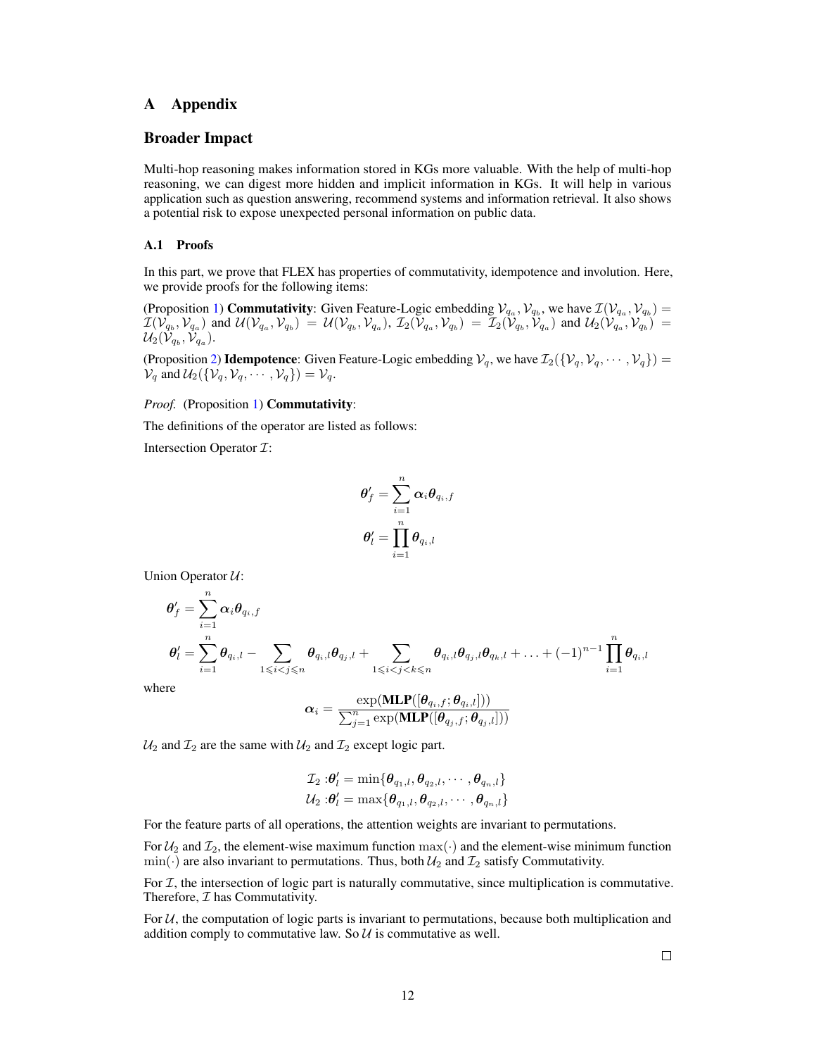# A Appendix

## Broader Impact

Multi-hop reasoning makes information stored in KGs more valuable. With the help of multi-hop reasoning, we can digest more hidden and implicit information in KGs. It will help in various application such as question answering, recommend systems and information retrieval. It also shows a potential risk to expose unexpected personal information on public data.

### A.1 Proofs

In this part, we prove that FLEX has properties of commutativity, idempotence and involution. Here, we provide proofs for the following items:

(Proposition 1) **Commutativity**: Given Feature-Logic embedding $\mathcal{V}_{q_a}, \mathcal{V}_{q_b}$, we have $\mathcal{I}(\mathcal{V}_{q_a}, \mathcal{V}_{q_b}) = \mathcal{I}(\mathcal{V}_{q_b}, \mathcal{V}_{q_a})$ and $\mathcal{U}(\mathcal{V}_{q_a}, \mathcal{V}_{q_b}) = \mathcal{U}(\mathcal{V}_{q_b}, \mathcal{V}_{q_a})$, $\mathcal{I}_2(\mathcal{V}_{q_a}, \mathcal{V}_{q_b}) = \mathcal{I}_2(\mathcal{V}_{q_b}, \mathcal{V}_{q_a})$ and $\mathcal{U}_2(\mathcal{V}_{q_a}, \mathcal{V}_{q_b}) = \mathcal{U}_2(\mathcal{V}_{q_b}, \mathcal{V}_{q_a})$.

(Proposition 2) **Idempotence**: Given Feature-Logic embedding $\mathcal{V}_q$, we have $\mathcal{I}_2(\{\mathcal{V}_q, \mathcal{V}_q, \cdots, \mathcal{V}_q\}) = \mathcal{V}_q$ and $\mathcal{U}_2(\{\mathcal{V}_q, \mathcal{V}_q, \cdots, \mathcal{V}_q\}) = \mathcal{V}_q$.

*Proof.* (Proposition 1) **Commutativity**:

The definitions of the operator are listed as follows:

Intersection Operator $\mathcal{I}$:

$$\boldsymbol{\theta}'_f = \sum_{i=1}^{n} \boldsymbol{\alpha}_i \boldsymbol{\theta}_{q_i,f}$$

$$\boldsymbol{\theta}'_l = \prod_{i=1}^{n} \boldsymbol{\theta}_{q_i,l}$$

Union Operator $\mathcal{U}$:

$$\boldsymbol{\theta}'_f = \sum_{i=1}^{n} \boldsymbol{\alpha}_i \boldsymbol{\theta}_{q_i,f}$$

$$\boldsymbol{\theta}'_l = \sum_{i=1}^{n} \boldsymbol{\theta}_{q_i,l} - \sum_{1 \leqslant i < j \leqslant n} \boldsymbol{\theta}_{q_i,l}\boldsymbol{\theta}_{q_j,l} + \sum_{1 \leqslant i < j < k \leqslant n} \boldsymbol{\theta}_{q_i,l}\boldsymbol{\theta}_{q_j,l}\boldsymbol{\theta}_{q_k,l} + \ldots + (-1)^{n-1} \prod_{i=1}^{n} \boldsymbol{\theta}_{q_i,l}$$

where

$$\boldsymbol{\alpha}_i = \frac{\exp(\mathbf{MLP}([\boldsymbol{\theta}_{q_i,f}; \boldsymbol{\theta}_{q_i,l}]))}{\sum_{j=1}^{n} \exp(\mathbf{MLP}([\boldsymbol{\theta}_{q_j,f}; \boldsymbol{\theta}_{q_j,l}]))}$$

$\mathcal{U}_2$ and $\mathcal{I}_2$ are the same with $\mathcal{U}_2$ and $\mathcal{I}_2$ except logic part.

$$\mathcal{I}_2 : \boldsymbol{\theta}'_l = \min\{\boldsymbol{\theta}_{q_1,l}, \boldsymbol{\theta}_{q_2,l}, \cdots, \boldsymbol{\theta}_{q_n,l}\}$$

$$\mathcal{U}_2 : \boldsymbol{\theta}'_l = \max\{\boldsymbol{\theta}_{q_1,l}, \boldsymbol{\theta}_{q_2,l}, \cdots, \boldsymbol{\theta}_{q_n,l}\}$$

For the feature parts of all operations, the attention weights are invariant to permutations.

For $\mathcal{U}_2$ and $\mathcal{I}_2$, the element-wise maximum function $\max(\cdot)$ and the element-wise minimum function $\min(\cdot)$ are also invariant to permutations. Thus, both $\mathcal{U}_2$ and $\mathcal{I}_2$ satisfy Commutativity.

For $\mathcal{I}$, the intersection of logic part is naturally commutative, since multiplication is commutative. Therefore, $\mathcal{I}$ has Commutativity.

For $\mathcal{U}$, the computation of logic parts is invariant to permutations, because both multiplication and addition comply to commutative law. So $\mathcal{U}$ is commutative as well.

□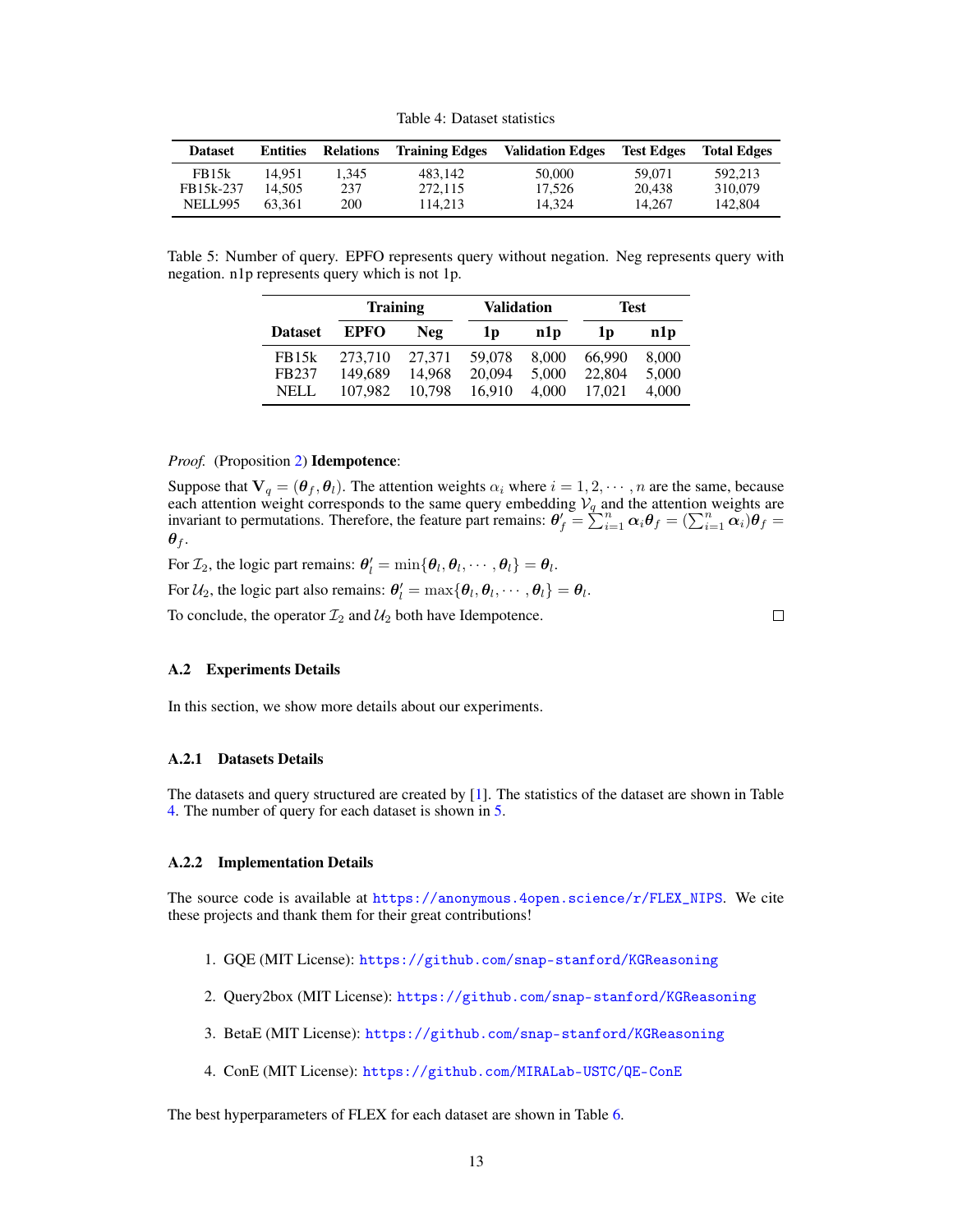Table 4: Dataset statistics

| Dataset | Entities | Relations | Training Edges | Validation Edges | Test Edges | Total Edges |
|---|---|---|---|---|---|---|
| FB15k | 14,951 | 1,345 | 483,142 | 50,000 | 59,071 | 592,213 |
| FB15k-237 | 14,505 | 237 | 272,115 | 17,526 | 20,438 | 310,079 |
| NELL995 | 63,361 | 200 | 114,213 | 14,324 | 14,267 | 142,804 |

Table 5: Number of query. EPFO represents query without negation. Neg represents query with negation. n1p represents query which is not 1p.

| | Training | | Validation | | Test | |
|---|---|---|---|---|---|---|
| **Dataset** | **EPFO** | **Neg** | **1p** | **n1p** | **1p** | **n1p** |
| FB15k | 273,710 | 27,371 | 59,078 | 8,000 | 66,990 | 8,000 |
| FB237 | 149,689 | 14,968 | 20,094 | 5,000 | 22,804 | 5,000 |
| NELL | 107,982 | 10,798 | 16,910 | 4,000 | 17,021 | 4,000 |

*Proof.* (Proposition 2) **Idempotence**:

Suppose that $\mathbf{V}_q = (\boldsymbol{\theta}_f, \boldsymbol{\theta}_l)$. The attention weights $\alpha_i$ where $i = 1, 2, \cdots, n$ are the same, because each attention weight corresponds to the same query embedding $\mathcal{V}_q$ and the attention weights are invariant to permutations. Therefore, the feature part remains: $\boldsymbol{\theta}_f' = \sum_{i=1}^{n} \boldsymbol{\alpha}_i \boldsymbol{\theta}_f = (\sum_{i=1}^{n} \boldsymbol{\alpha}_i)\boldsymbol{\theta}_f = \boldsymbol{\theta}_f$.

For $\mathcal{I}_2$, the logic part remains: $\boldsymbol{\theta}_l' = \min\{\boldsymbol{\theta}_l, \boldsymbol{\theta}_l, \cdots, \boldsymbol{\theta}_l\} = \boldsymbol{\theta}_l$.

For $\mathcal{U}_2$, the logic part also remains: $\boldsymbol{\theta}_l' = \max\{\boldsymbol{\theta}_l, \boldsymbol{\theta}_l, \cdots, \boldsymbol{\theta}_l\} = \boldsymbol{\theta}_l$.

To conclude, the operator $\mathcal{I}_2$ and $\mathcal{U}_2$ both have Idempotence. □

### A.2 Experiments Details

In this section, we show more details about our experiments.

#### A.2.1 Datasets Details

The datasets and query structured are created by [1]. The statistics of the dataset are shown in Table 4. The number of query for each dataset is shown in 5.

#### A.2.2 Implementation Details

The source code is available at https://anonymous.4open.science/r/FLEX_NIPS. We cite these projects and thank them for their great contributions!

1. GQE (MIT License): https://github.com/snap-stanford/KGReasoning
2. Query2box (MIT License): https://github.com/snap-stanford/KGReasoning
3. BetaE (MIT License): https://github.com/snap-stanford/KGReasoning
4. ConE (MIT License): https://github.com/MIRALab-USTC/QE-ConE

The best hyperparameters of FLEX for each dataset are shown in Table 6.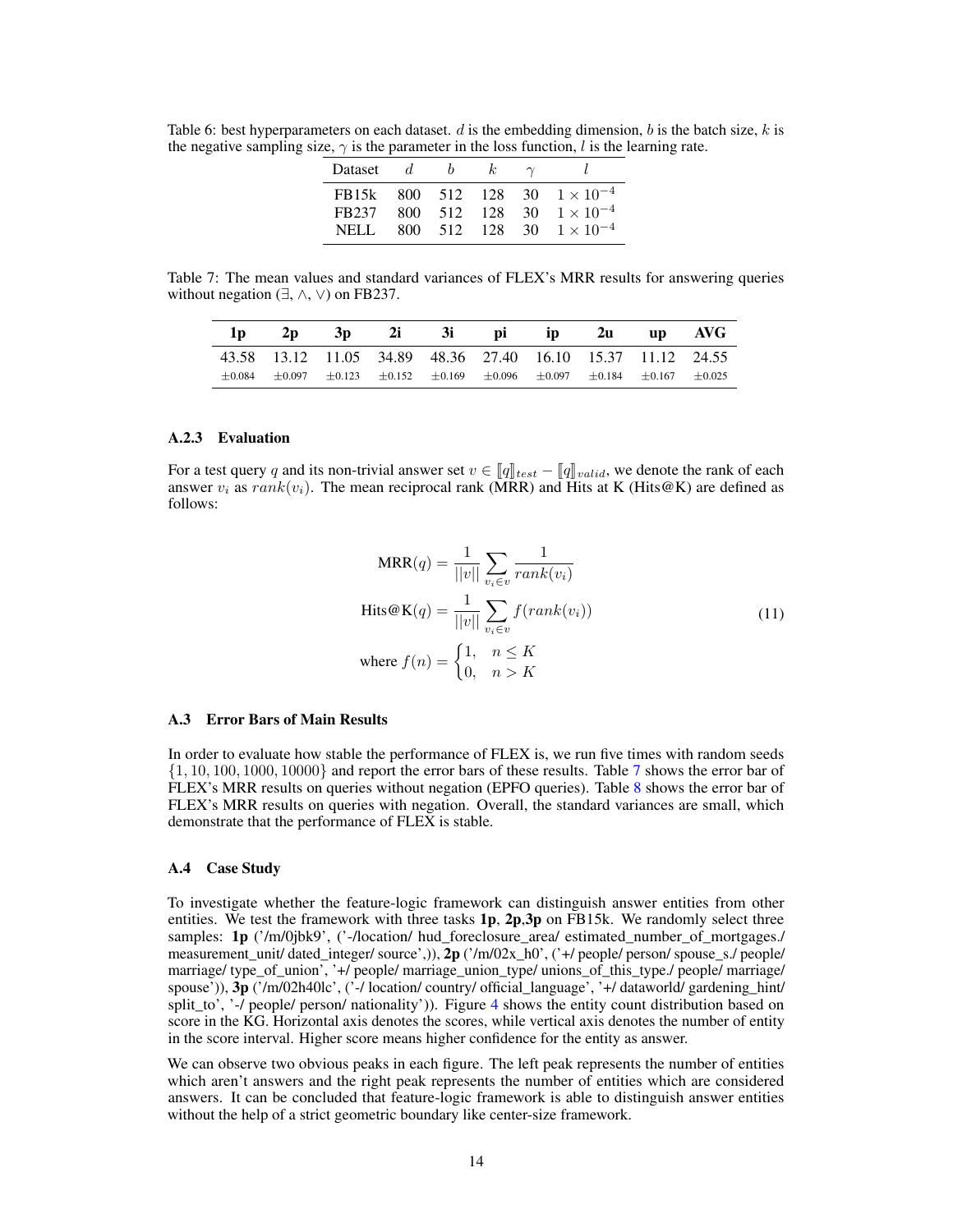Table 6: best hyperparameters on each dataset. $d$ is the embedding dimension, $b$ is the batch size, $k$ is the negative sampling size, $\gamma$ is the parameter in the loss function, $l$ is the learning rate.

| Dataset | $d$ | $b$ | $k$ | $\gamma$ | $l$ |
|---|---|---|---|---|---|
| FB15k | 800 | 512 | 128 | 30 | $1 \times 10^{-4}$ |
| FB237 | 800 | 512 | 128 | 30 | $1 \times 10^{-4}$ |
| NELL | 800 | 512 | 128 | 30 | $1 \times 10^{-4}$ |

Table 7: The mean values and standard variances of FLEX's MRR results for answering queries without negation ($\exists$, $\wedge$, $\vee$) on FB237.

| 1p | 2p | 3p | 2i | 3i | pi | ip | 2u | up | AVG |
|---|---|---|---|---|---|---|---|---|---|
| 43.58 | 13.12 | 11.05 | 34.89 | 48.36 | 27.40 | 16.10 | 15.37 | 11.12 | 24.55 |
| $\pm$0.084 | $\pm$0.097 | $\pm$0.123 | $\pm$0.152 | $\pm$0.169 | $\pm$0.096 | $\pm$0.097 | $\pm$0.184 | $\pm$0.167 | $\pm$0.025 |

#### A.2.3 Evaluation

For a test query $q$ and its non-trivial answer set $v \in [\![q]\!]_{test} - [\![q]\!]_{valid}$, we denote the rank of each answer $v_i$ as $rank(v_i)$. The mean reciprocal rank (MRR) and Hits at K (Hits@K) are defined as follows:

$$
\begin{aligned}
\text{MRR}(q) &= \frac{1}{||v||} \sum_{v_i \in v} \frac{1}{rank(v_i)} \\
\text{Hits@K}(q) &= \frac{1}{||v||} \sum_{v_i \in v} f(rank(v_i)) \\
\text{where } f(n) &= \begin{cases} 1, & n \leq K \\ 0, & n > K \end{cases}
\end{aligned}
\tag{11}
$$

### A.3 Error Bars of Main Results

In order to evaluate how stable the performance of FLEX is, we run five times with random seeds $\{1, 10, 100, 1000, 10000\}$ and report the error bars of these results. Table 7 shows the error bar of FLEX's MRR results on queries without negation (EPFO queries). Table 8 shows the error bar of FLEX's MRR results on queries with negation. Overall, the standard variances are small, which demonstrate that the performance of FLEX is stable.

### A.4 Case Study

To investigate whether the feature-logic framework can distinguish answer entities from other entities. We test the framework with three tasks **1p**, **2p**,**3p** on FB15k. We randomly select three samples: **1p** ('/m/0jbk9', ('-/location/ hud_foreclosure_area/ estimated_number_of_mortgages./ measurement_unit/ dated_integer/ source',)), **2p** ('/m/02x_h0', ('+/ people/ person/ spouse_s./ people/ marriage/ type_of_union', '+/ people/ marriage_union_type/ unions_of_this_type./ people/ marriage/ spouse')), **3p** ('/m/02h40lc', ('-/ location/ country/ official_language', '+/ dataworld/ gardening_hint/ split_to', '-/ people/ person/ nationality')). Figure 4 shows the entity count distribution based on score in the KG. Horizontal axis denotes the scores, while vertical axis denotes the number of entity in the score interval. Higher score means higher confidence for the entity as answer.

We can observe two obvious peaks in each figure. The left peak represents the number of entities which aren't answers and the right peak represents the number of entities which are considered answers. It can be concluded that feature-logic framework is able to distinguish answer entities without the help of a strict geometric boundary like center-size framework.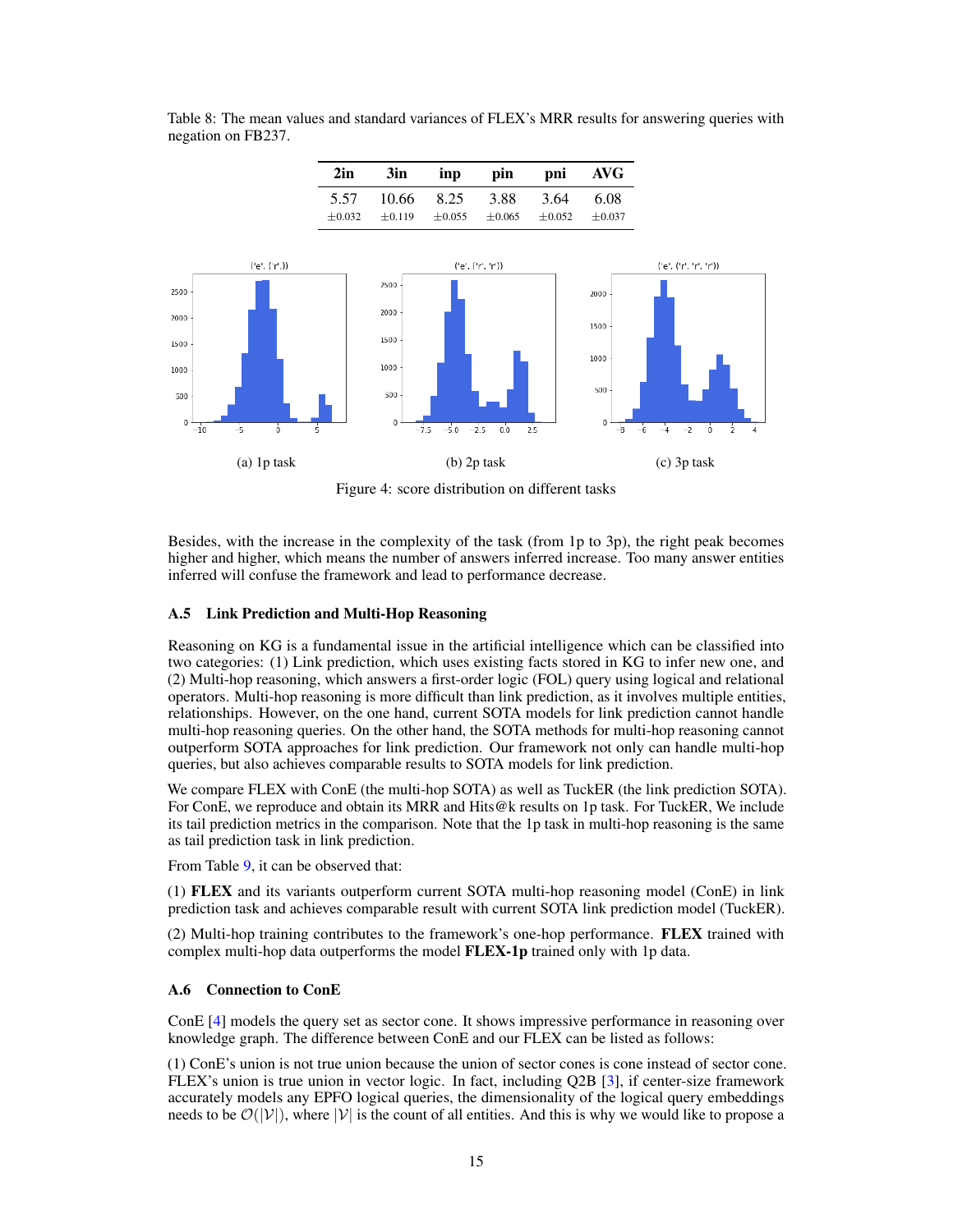Table 8: The mean values and standard variances of FLEX's MRR results for answering queries with negation on FB237.

| 2in | 3in | inp | pin | pni | AVG |
|---|---|---|---|---|---|
| 5.57 $\pm$0.032 | 10.66 $\pm$0.119 | 8.25 $\pm$0.055 | 3.88 $\pm$0.065 | 3.64 $\pm$0.052 | 6.08 $\pm$0.037 |

(a) 1p task

(b) 2p task

(c) 3p task

Figure 4: score distribution on different tasks

Besides, with the increase in the complexity of the task (from 1p to 3p), the right peak becomes higher and higher, which means the number of answers inferred increase. Too many answer entities inferred will confuse the framework and lead to performance decrease.

### A.5 Link Prediction and Multi-Hop Reasoning

Reasoning on KG is a fundamental issue in the artificial intelligence which can be classified into two categories: (1) Link prediction, which uses existing facts stored in KG to infer new one, and (2) Multi-hop reasoning, which answers a first-order logic (FOL) query using logical and relational operators. Multi-hop reasoning is more difficult than link prediction, as it involves multiple entities, relationships. However, on the one hand, current SOTA models for link prediction cannot handle multi-hop reasoning queries. On the other hand, the SOTA methods for multi-hop reasoning cannot outperform SOTA approaches for link prediction. Our framework not only can handle multi-hop queries, but also achieves comparable results to SOTA models for link prediction.

We compare FLEX with ConE (the multi-hop SOTA) as well as TuckER (the link prediction SOTA). For ConE, we reproduce and obtain its MRR and Hits@k results on 1p task. For TuckER, We include its tail prediction metrics in the comparison. Note that the 1p task in multi-hop reasoning is the same as tail prediction task in link prediction.

From Table 9, it can be observed that:

(1) **FLEX** and its variants outperform current SOTA multi-hop reasoning model (ConE) in link prediction task and achieves comparable result with current SOTA link prediction model (TuckER).

(2) Multi-hop training contributes to the framework's one-hop performance. **FLEX** trained with complex multi-hop data outperforms the model **FLEX-1p** trained only with 1p data.

### A.6 Connection to ConE

ConE [4] models the query set as sector cone. It shows impressive performance in reasoning over knowledge graph. The difference between ConE and our FLEX can be listed as follows:

(1) ConE's union is not true union because the union of sector cones is cone instead of sector cone. FLEX's union is true union in vector logic. In fact, including Q2B [3], if center-size framework accurately models any EPFO logical queries, the dimensionality of the logical query embeddings needs to be $\mathcal{O}(|\mathcal{V}|)$, where $|\mathcal{V}|$ is the count of all entities. And this is why we would like to propose a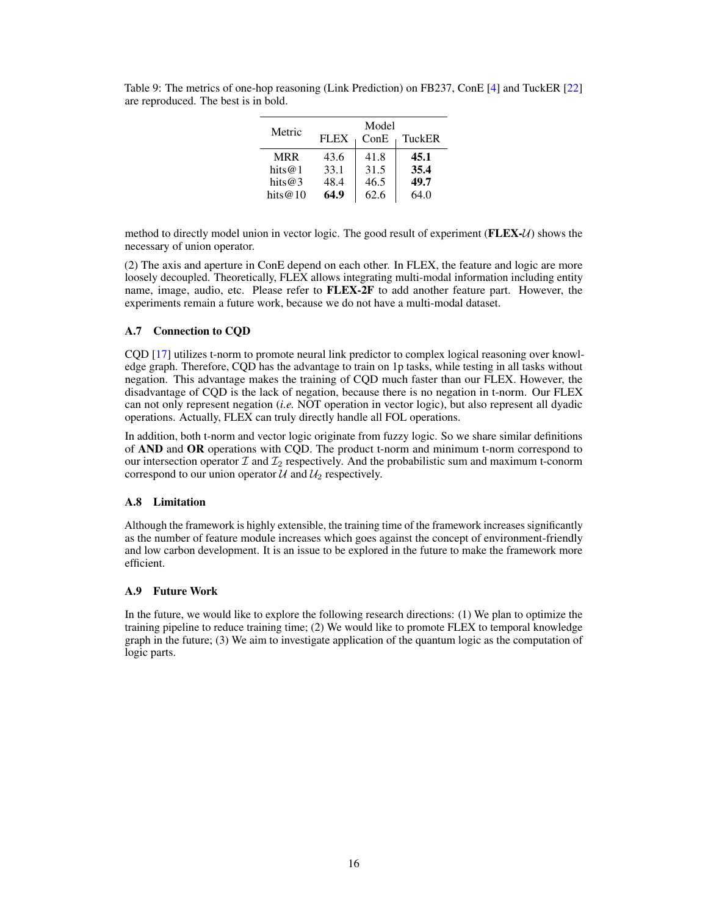Table 9: The metrics of one-hop reasoning (Link Prediction) on FB237, ConE [4] and TuckER [22] are reproduced. The best is in bold.

| Metric | Model | | |
|---|---|---|---|
| | FLEX | ConE | TuckER |
| MRR | 43.6 | 41.8 | **45.1** |
| hits@1 | 33.1 | 31.5 | **35.4** |
| hits@3 | 48.4 | 46.5 | **49.7** |
| hits@10 | **64.9** | 62.6 | 64.0 |

method to directly model union in vector logic. The good result of experiment (**FLEX-$\mathcal{U}$**) shows the necessary of union operator.

(2) The axis and aperture in ConE depend on each other. In FLEX, the feature and logic are more loosely decoupled. Theoretically, FLEX allows integrating multi-modal information including entity name, image, audio, etc. Please refer to **FLEX-2F** to add another feature part. However, the experiments remain a future work, because we do not have a multi-modal dataset.

### A.7 Connection to CQD

CQD [17] utilizes t-norm to promote neural link predictor to complex logical reasoning over knowledge graph. Therefore, CQD has the advantage to train on 1p tasks, while testing in all tasks without negation. This advantage makes the training of CQD much faster than our FLEX. However, the disadvantage of CQD is the lack of negation, because there is no negation in t-norm. Our FLEX can not only represent negation (*i.e.* NOT operation in vector logic), but also represent all dyadic operations. Actually, FLEX can truly directly handle all FOL operations.

In addition, both t-norm and vector logic originate from fuzzy logic. So we share similar definitions of **AND** and **OR** operations with CQD. The product t-norm and minimum t-norm correspond to our intersection operator $\mathcal{I}$ and $\mathcal{I}_2$ respectively. And the probabilistic sum and maximum t-conorm correspond to our union operator $\mathcal{U}$ and $\mathcal{U}_2$ respectively.

### A.8 Limitation

Although the framework is highly extensible, the training time of the framework increases significantly as the number of feature module increases which goes against the concept of environment-friendly and low carbon development. It is an issue to be explored in the future to make the framework more efficient.

### A.9 Future Work

In the future, we would like to explore the following research directions: (1) We plan to optimize the training pipeline to reduce training time; (2) We would like to promote FLEX to temporal knowledge graph in the future; (3) We aim to investigate application of the quantum logic as the computation of logic parts.